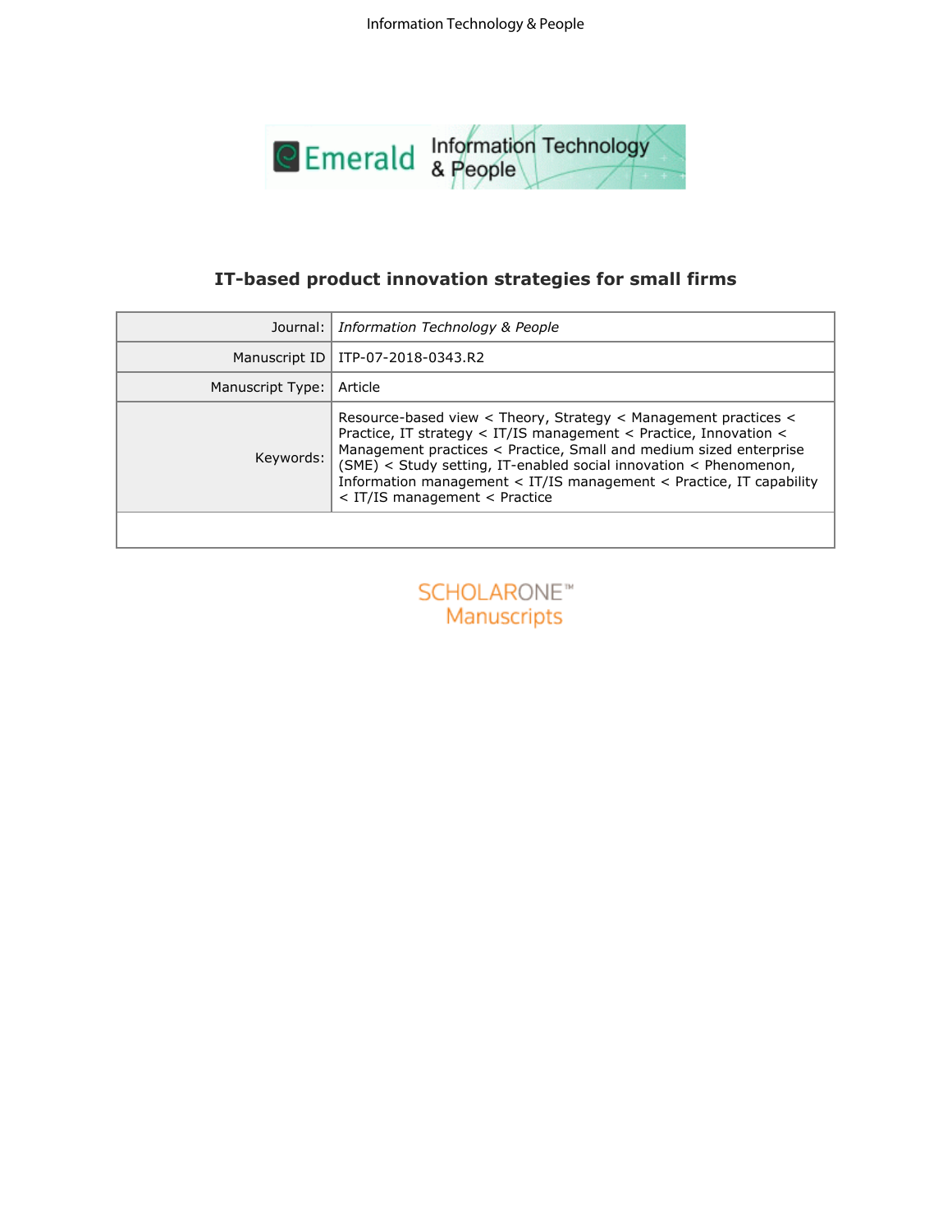# IT-based product innovation strategies for small firms

| Journal: | *Information Technology & People* |
|---|---|
| Manuscript ID | ITP-07-2018-0343.R2 |
| Manuscript Type: | Article |
| Keywords: | Resource-based view < Theory, Strategy < Management practices < Practice, IT strategy < IT/IS management < Practice, Innovation < Management practices < Practice, Small and medium sized enterprise (SME) < Study setting, IT-enabled social innovation < Phenomenon, Information management < IT/IS management < Practice, IT capability < IT/IS management < Practice |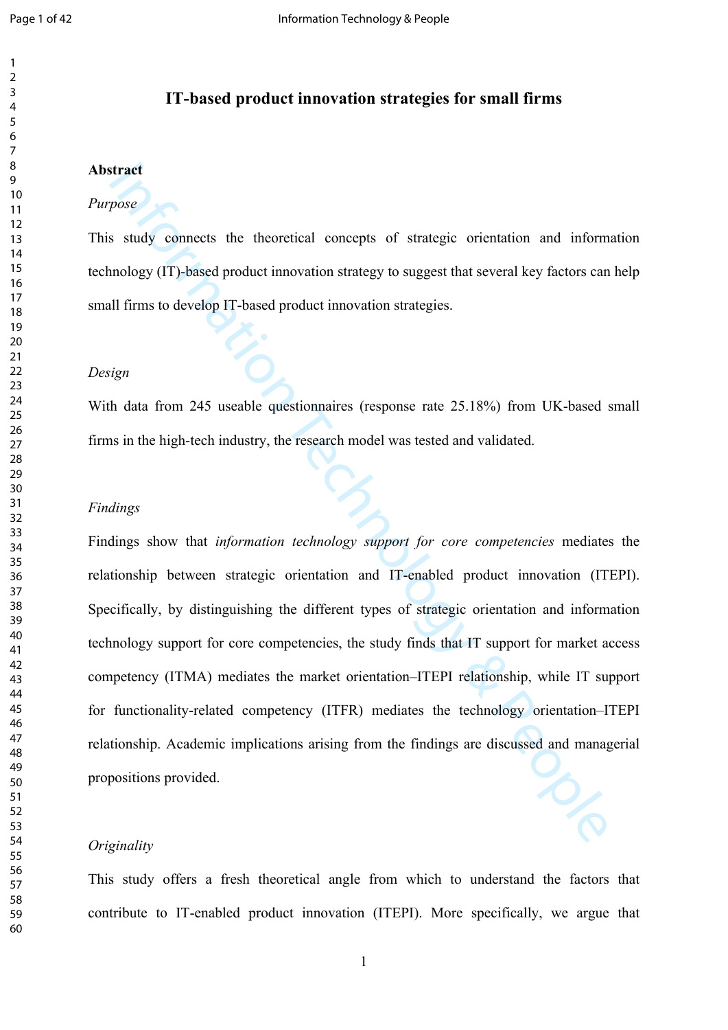# IT-based product innovation strategies for small firms

**Abstract**

*Purpose*

This study connects the theoretical concepts of strategic orientation and information technology (IT)-based product innovation strategy to suggest that several key factors can help small firms to develop IT-based product innovation strategies.

*Design*

With data from 245 useable questionnaires (response rate 25.18%) from UK-based small firms in the high-tech industry, the research model was tested and validated.

*Findings*

Findings show that *information technology support for core competencies* mediates the relationship between strategic orientation and IT-enabled product innovation (ITEPI). Specifically, by distinguishing the different types of strategic orientation and information technology support for core competencies, the study finds that IT support for market access competency (ITMA) mediates the market orientation–ITEPI relationship, while IT support for functionality-related competency (ITFR) mediates the technology orientation–ITEPI relationship. Academic implications arising from the findings are discussed and managerial propositions provided.

*Originality*

This study offers a fresh theoretical angle from which to understand the factors that contribute to IT-enabled product innovation (ITEPI). More specifically, we argue that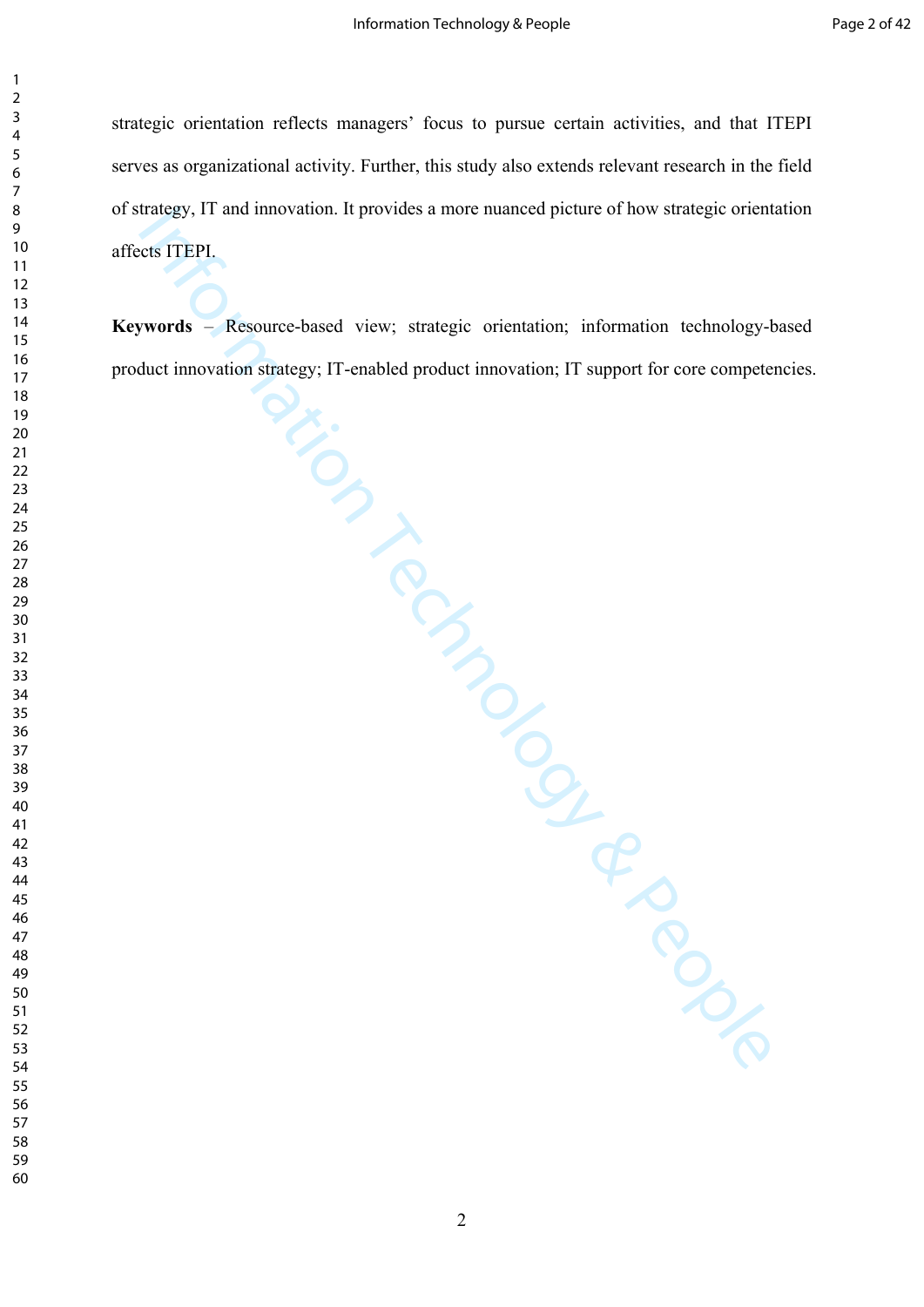strategic orientation reflects managers' focus to pursue certain activities, and that ITEPI serves as organizational activity. Further, this study also extends relevant research in the field of strategy, IT and innovation. It provides a more nuanced picture of how strategic orientation affects ITEPI.

**Keywords** – Resource-based view; strategic orientation; information technology-based product innovation strategy; IT-enabled product innovation; IT support for core competencies.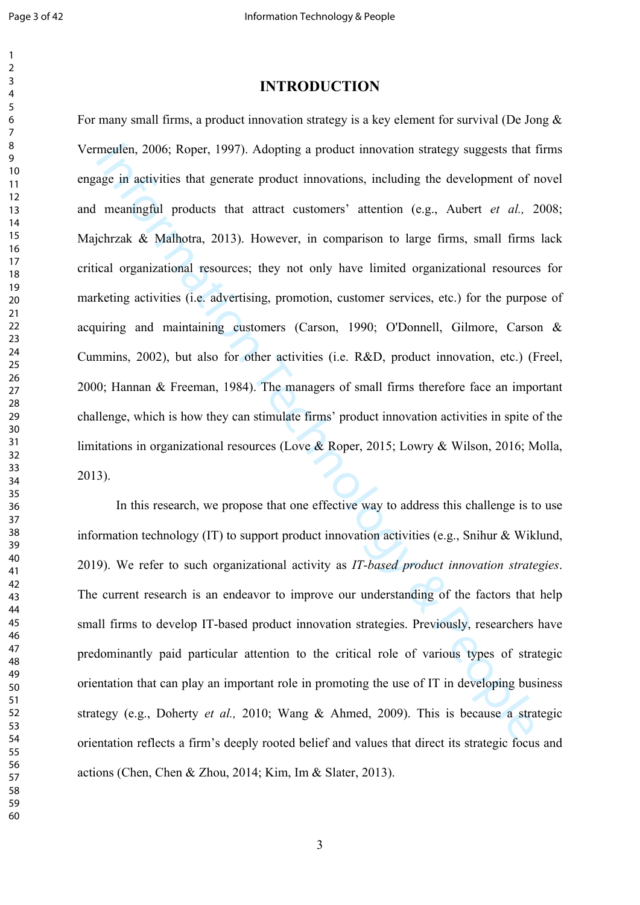# INTRODUCTION

For many small firms, a product innovation strategy is a key element for survival (De Jong & Vermeulen, 2006; Roper, 1997). Adopting a product innovation strategy suggests that firms engage in activities that generate product innovations, including the development of novel and meaningful products that attract customers' attention (e.g., Aubert *et al.,* 2008; Majchrzak & Malhotra, 2013). However, in comparison to large firms, small firms lack critical organizational resources; they not only have limited organizational resources for marketing activities (i.e. advertising, promotion, customer services, etc.) for the purpose of acquiring and maintaining customers (Carson, 1990; O'Donnell, Gilmore, Carson & Cummins, 2002), but also for other activities (i.e. R&D, product innovation, etc.) (Freel, 2000; Hannan & Freeman, 1984). The managers of small firms therefore face an important challenge, which is how they can stimulate firms' product innovation activities in spite of the limitations in organizational resources (Love & Roper, 2015; Lowry & Wilson, 2016; Molla, 2013).

In this research, we propose that one effective way to address this challenge is to use information technology (IT) to support product innovation activities (e.g., Snihur & Wiklund, 2019). We refer to such organizational activity as *IT-based product innovation strategies*. The current research is an endeavor to improve our understanding of the factors that help small firms to develop IT-based product innovation strategies. Previously, researchers have predominantly paid particular attention to the critical role of various types of strategic orientation that can play an important role in promoting the use of IT in developing business strategy (e.g., Doherty *et al.,* 2010; Wang & Ahmed, 2009). This is because a strategic orientation reflects a firm's deeply rooted belief and values that direct its strategic focus and actions (Chen, Chen & Zhou, 2014; Kim, Im & Slater, 2013).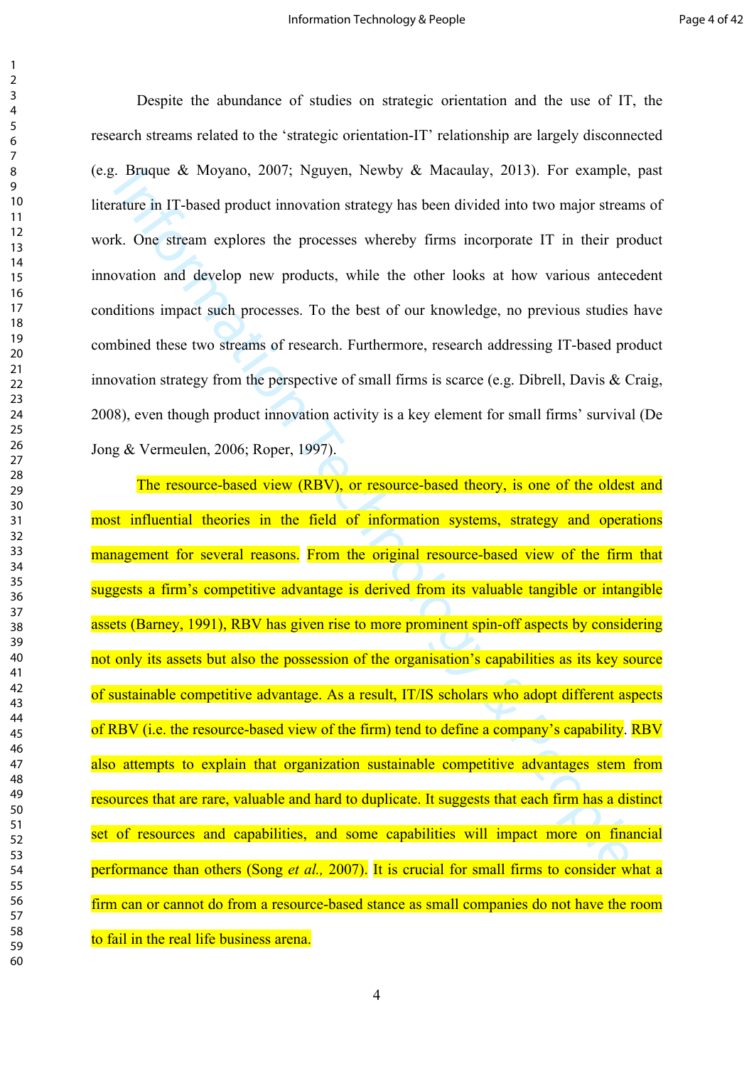Despite the abundance of studies on strategic orientation and the use of IT, the research streams related to the 'strategic orientation-IT' relationship are largely disconnected (e.g. Bruque & Moyano, 2007; Nguyen, Newby & Macaulay, 2013). For example, past literature in IT-based product innovation strategy has been divided into two major streams of work. One stream explores the processes whereby firms incorporate IT in their product innovation and develop new products, while the other looks at how various antecedent conditions impact such processes. To the best of our knowledge, no previous studies have combined these two streams of research. Furthermore, research addressing IT-based product innovation strategy from the perspective of small firms is scarce (e.g. Dibrell, Davis & Craig, 2008), even though product innovation activity is a key element for small firms' survival (De Jong & Vermeulen, 2006; Roper, 1997).

The resource-based view (RBV), or resource-based theory, is one of the oldest and most influential theories in the field of information systems, strategy and operations management for several reasons. From the original resource-based view of the firm that suggests a firm's competitive advantage is derived from its valuable tangible or intangible assets (Barney, 1991), RBV has given rise to more prominent spin-off aspects by considering not only its assets but also the possession of the organisation's capabilities as its key source of sustainable competitive advantage. As a result, IT/IS scholars who adopt different aspects of RBV (i.e. the resource-based view of the firm) tend to define a company's capability. RBV also attempts to explain that organization sustainable competitive advantages stem from resources that are rare, valuable and hard to duplicate. It suggests that each firm has a distinct set of resources and capabilities, and some capabilities will impact more on financial performance than others (Song *et al.,* 2007). It is crucial for small firms to consider what a firm can or cannot do from a resource-based stance as small companies do not have the room to fail in the real life business arena.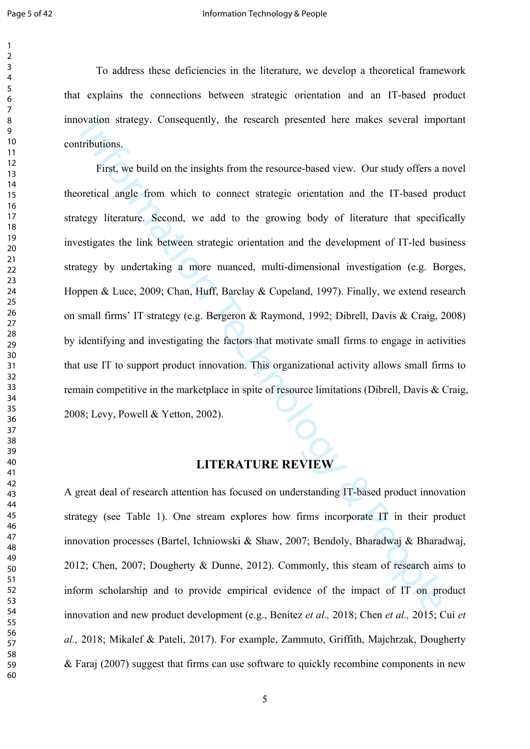To address these deficiencies in the literature, we develop a theoretical framework that explains the connections between strategic orientation and an IT-based product innovation strategy. Consequently, the research presented here makes several important contributions.

First, we build on the insights from the resource-based view. Our study offers a novel theoretical angle from which to connect strategic orientation and the IT-based product strategy literature. Second, we add to the growing body of literature that specifically investigates the link between strategic orientation and the development of IT-led business strategy by undertaking a more nuanced, multi-dimensional investigation (e.g. Borges, Hoppen & Luce, 2009; Chan, Huff, Barclay & Copeland, 1997). Finally, we extend research on small firms' IT strategy (e.g. Bergeron & Raymond, 1992; Dibrell, Davis & Craig, 2008) by identifying and investigating the factors that motivate small firms to engage in activities that use IT to support product innovation. This organizational activity allows small firms to remain competitive in the marketplace in spite of resource limitations (Dibrell, Davis & Craig, 2008; Levy, Powell & Yetton, 2002).

## LITERATURE REVIEW

A great deal of research attention has focused on understanding IT-based product innovation strategy (see Table 1). One stream explores how firms incorporate IT in their product innovation processes (Bartel, Ichniowski & Shaw, 2007; Bendoly, Bharadwaj & Bharadwaj, 2012; Chen, 2007; Dougherty & Dunne, 2012). Commonly, this steam of research aims to inform scholarship and to provide empirical evidence of the impact of IT on product innovation and new product development (e.g., Benitez *et al.,* 2018; Chen *et al.,* 2015; Cui *et al.,* 2018; Mikalef & Pateli, 2017). For example, Zammuto, Griffith, Majchrzak, Dougherty & Faraj (2007) suggest that firms can use software to quickly recombine components in new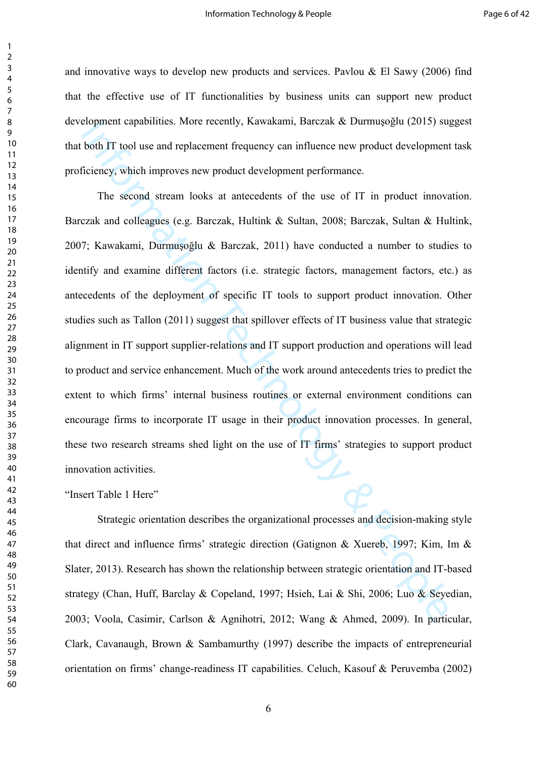and innovative ways to develop new products and services. Pavlou & El Sawy (2006) find that the effective use of IT functionalities by business units can support new product development capabilities. More recently, Kawakami, Barczak & Durmuşoğlu (2015) suggest that both IT tool use and replacement frequency can influence new product development task proficiency, which improves new product development performance.

The second stream looks at antecedents of the use of IT in product innovation. Barczak and colleagues (e.g. Barczak, Hultink & Sultan, 2008; Barczak, Sultan & Hultink, 2007; Kawakami, Durmuşoğlu & Barczak, 2011) have conducted a number to studies to identify and examine different factors (i.e. strategic factors, management factors, etc.) as antecedents of the deployment of specific IT tools to support product innovation. Other studies such as Tallon (2011) suggest that spillover effects of IT business value that strategic alignment in IT support supplier-relations and IT support production and operations will lead to product and service enhancement. Much of the work around antecedents tries to predict the extent to which firms' internal business routines or external environment conditions can encourage firms to incorporate IT usage in their product innovation processes. In general, these two research streams shed light on the use of IT firms' strategies to support product innovation activities.

"Insert Table 1 Here"

Strategic orientation describes the organizational processes and decision-making style that direct and influence firms' strategic direction (Gatignon & Xuereb, 1997; Kim, Im & Slater, 2013). Research has shown the relationship between strategic orientation and IT-based strategy (Chan, Huff, Barclay & Copeland, 1997; Hsieh, Lai & Shi, 2006; Luo & Seyedian, 2003; Voola, Casimir, Carlson & Agnihotri, 2012; Wang & Ahmed, 2009). In particular, Clark, Cavanaugh, Brown & Sambamurthy (1997) describe the impacts of entrepreneurial orientation on firms' change-readiness IT capabilities. Celuch, Kasouf & Peruvemba (2002)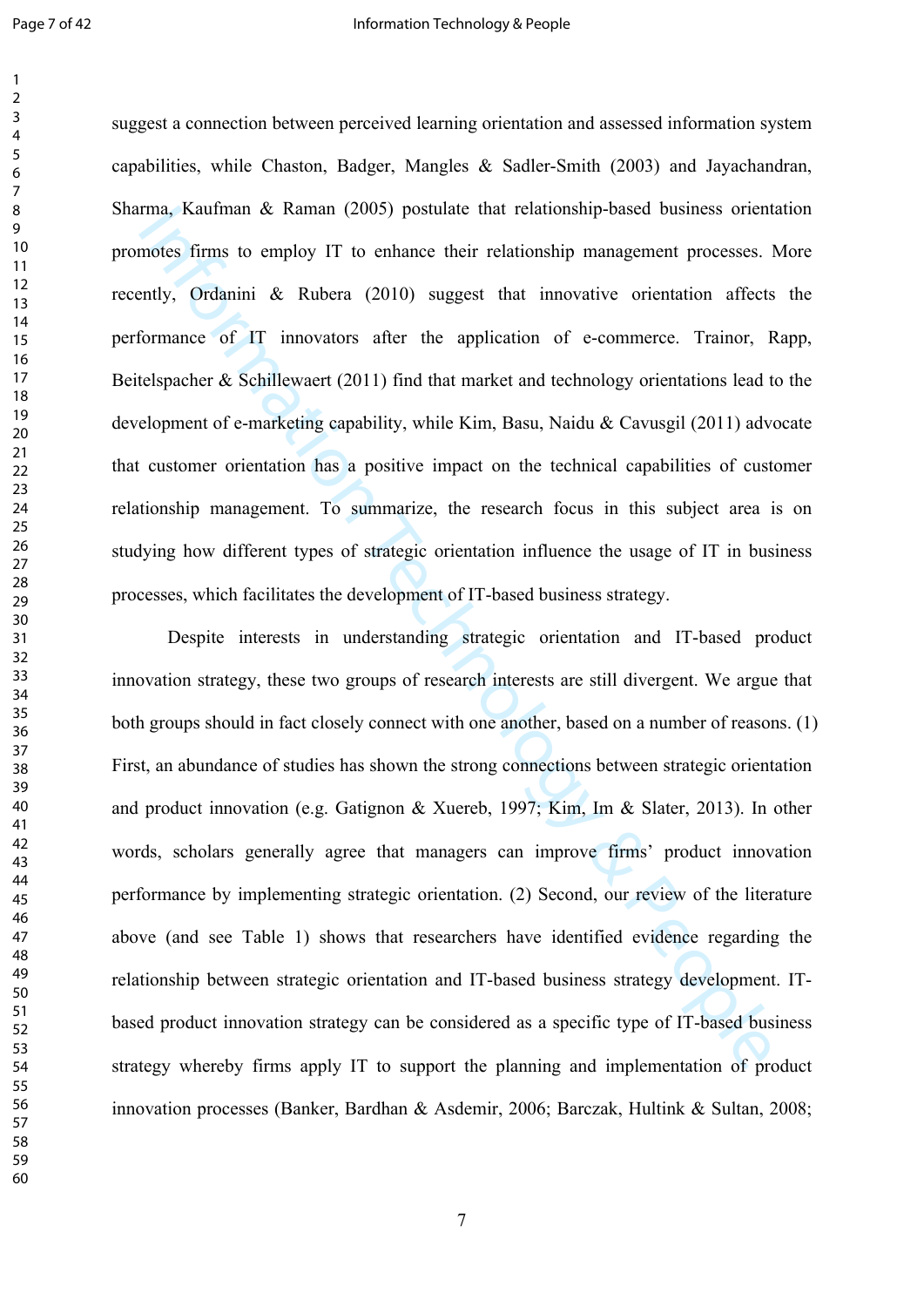suggest a connection between perceived learning orientation and assessed information system capabilities, while Chaston, Badger, Mangles & Sadler-Smith (2003) and Jayachandran, Sharma, Kaufman & Raman (2005) postulate that relationship-based business orientation promotes firms to employ IT to enhance their relationship management processes. More recently, Ordanini & Rubera (2010) suggest that innovative orientation affects the performance of IT innovators after the application of e-commerce. Trainor, Rapp, Beitelspacher & Schillewaert (2011) find that market and technology orientations lead to the development of e-marketing capability, while Kim, Basu, Naidu & Cavusgil (2011) advocate that customer orientation has a positive impact on the technical capabilities of customer relationship management. To summarize, the research focus in this subject area is on studying how different types of strategic orientation influence the usage of IT in business processes, which facilitates the development of IT-based business strategy.

Despite interests in understanding strategic orientation and IT-based product innovation strategy, these two groups of research interests are still divergent. We argue that both groups should in fact closely connect with one another, based on a number of reasons. (1) First, an abundance of studies has shown the strong connections between strategic orientation and product innovation (e.g. Gatignon & Xuereb, 1997; Kim, Im & Slater, 2013). In other words, scholars generally agree that managers can improve firms' product innovation performance by implementing strategic orientation. (2) Second, our review of the literature above (and see Table 1) shows that researchers have identified evidence regarding the relationship between strategic orientation and IT-based business strategy development. IT-based product innovation strategy can be considered as a specific type of IT-based business strategy whereby firms apply IT to support the planning and implementation of product innovation processes (Banker, Bardhan & Asdemir, 2006; Barczak, Hultink & Sultan, 2008;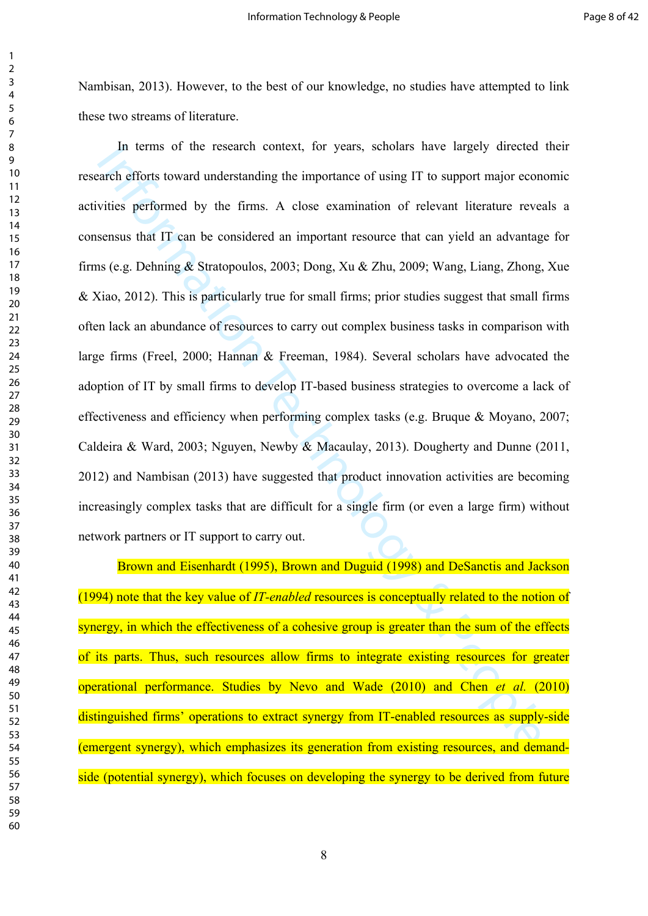Nambisan, 2013). However, to the best of our knowledge, no studies have attempted to link these two streams of literature.

In terms of the research context, for years, scholars have largely directed their research efforts toward understanding the importance of using IT to support major economic activities performed by the firms. A close examination of relevant literature reveals a consensus that IT can be considered an important resource that can yield an advantage for firms (e.g. Dehning & Stratopoulos, 2003; Dong, Xu & Zhu, 2009; Wang, Liang, Zhong, Xue & Xiao, 2012). This is particularly true for small firms; prior studies suggest that small firms often lack an abundance of resources to carry out complex business tasks in comparison with large firms (Freel, 2000; Hannan & Freeman, 1984). Several scholars have advocated the adoption of IT by small firms to develop IT-based business strategies to overcome a lack of effectiveness and efficiency when performing complex tasks (e.g. Bruque & Moyano, 2007; Caldeira & Ward, 2003; Nguyen, Newby & Macaulay, 2013). Dougherty and Dunne (2011, 2012) and Nambisan (2013) have suggested that product innovation activities are becoming increasingly complex tasks that are difficult for a single firm (or even a large firm) without network partners or IT support to carry out.

Brown and Eisenhardt (1995), Brown and Duguid (1998) and DeSanctis and Jackson (1994) note that the key value of *IT-enabled* resources is conceptually related to the notion of synergy, in which the effectiveness of a cohesive group is greater than the sum of the effects of its parts. Thus, such resources allow firms to integrate existing resources for greater operational performance. Studies by Nevo and Wade (2010) and Chen *et al.* (2010) distinguished firms' operations to extract synergy from IT-enabled resources as supply-side (emergent synergy), which emphasizes its generation from existing resources, and demand-side (potential synergy), which focuses on developing the synergy to be derived from future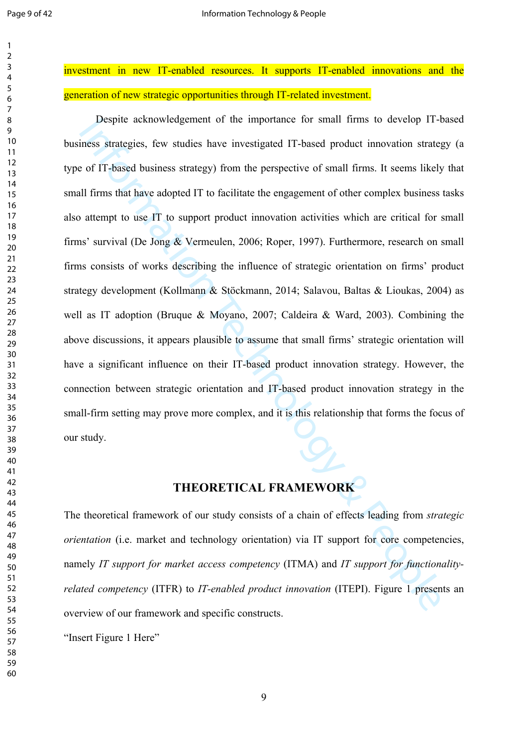investment in new IT-enabled resources. It supports IT-enabled innovations and the generation of new strategic opportunities through IT-related investment.

Despite acknowledgement of the importance for small firms to develop IT-based business strategies, few studies have investigated IT-based product innovation strategy (a type of IT-based business strategy) from the perspective of small firms. It seems likely that small firms that have adopted IT to facilitate the engagement of other complex business tasks also attempt to use IT to support product innovation activities which are critical for small firms' survival (De Jong & Vermeulen, 2006; Roper, 1997). Furthermore, research on small firms consists of works describing the influence of strategic orientation on firms' product strategy development (Kollmann & Stöckmann, 2014; Salavou, Baltas & Lioukas, 2004) as well as IT adoption (Bruque & Moyano, 2007; Caldeira & Ward, 2003). Combining the above discussions, it appears plausible to assume that small firms' strategic orientation will have a significant influence on their IT-based product innovation strategy. However, the connection between strategic orientation and IT-based product innovation strategy in the small-firm setting may prove more complex, and it is this relationship that forms the focus of our study.

## THEORETICAL FRAMEWORK

The theoretical framework of our study consists of a chain of effects leading from *strategic orientation* (i.e. market and technology orientation) via IT support for core competencies, namely *IT support for market access competency* (ITMA) and *IT support for functionality-related competency* (ITFR) to *IT-enabled product innovation* (ITEPI). Figure 1 presents an overview of our framework and specific constructs.

"Insert Figure 1 Here"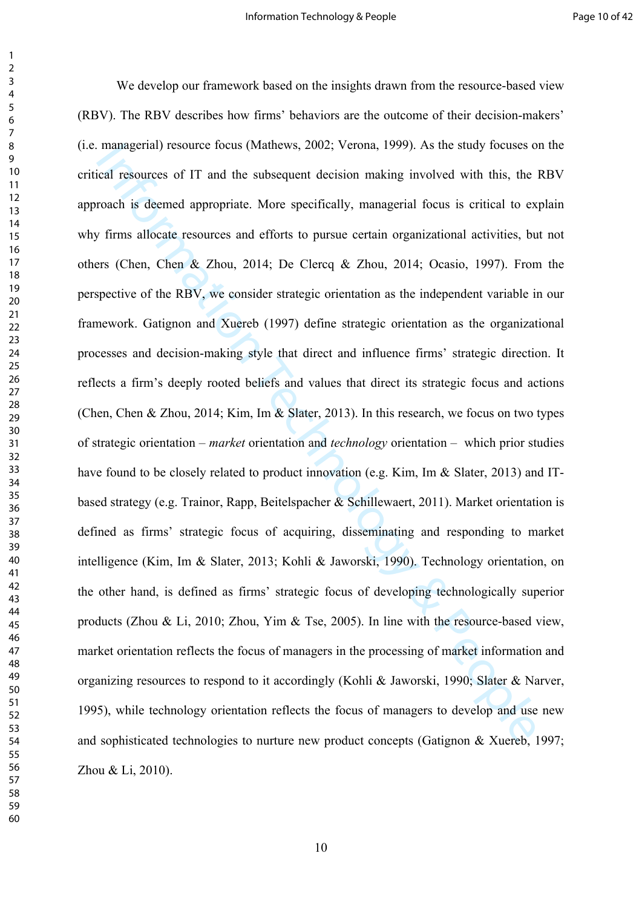We develop our framework based on the insights drawn from the resource-based view (RBV). The RBV describes how firms' behaviors are the outcome of their decision-makers' (i.e. managerial) resource focus (Mathews, 2002; Verona, 1999). As the study focuses on the critical resources of IT and the subsequent decision making involved with this, the RBV approach is deemed appropriate. More specifically, managerial focus is critical to explain why firms allocate resources and efforts to pursue certain organizational activities, but not others (Chen, Chen & Zhou, 2014; De Clercq & Zhou, 2014; Ocasio, 1997). From the perspective of the RBV, we consider strategic orientation as the independent variable in our framework. Gatignon and Xuereb (1997) define strategic orientation as the organizational processes and decision-making style that direct and influence firms' strategic direction. It reflects a firm's deeply rooted beliefs and values that direct its strategic focus and actions (Chen, Chen & Zhou, 2014; Kim, Im & Slater, 2013). In this research, we focus on two types of strategic orientation – *market* orientation and *technology* orientation – which prior studies have found to be closely related to product innovation (e.g. Kim, Im & Slater, 2013) and IT-based strategy (e.g. Trainor, Rapp, Beitelspacher & Schillewaert, 2011). Market orientation is defined as firms' strategic focus of acquiring, disseminating and responding to market intelligence (Kim, Im & Slater, 2013; Kohli & Jaworski, 1990). Technology orientation, on the other hand, is defined as firms' strategic focus of developing technologically superior products (Zhou & Li, 2010; Zhou, Yim & Tse, 2005). In line with the resource-based view, market orientation reflects the focus of managers in the processing of market information and organizing resources to respond to it accordingly (Kohli & Jaworski, 1990; Slater & Narver, 1995), while technology orientation reflects the focus of managers to develop and use new and sophisticated technologies to nurture new product concepts (Gatignon & Xuereb, 1997; Zhou & Li, 2010).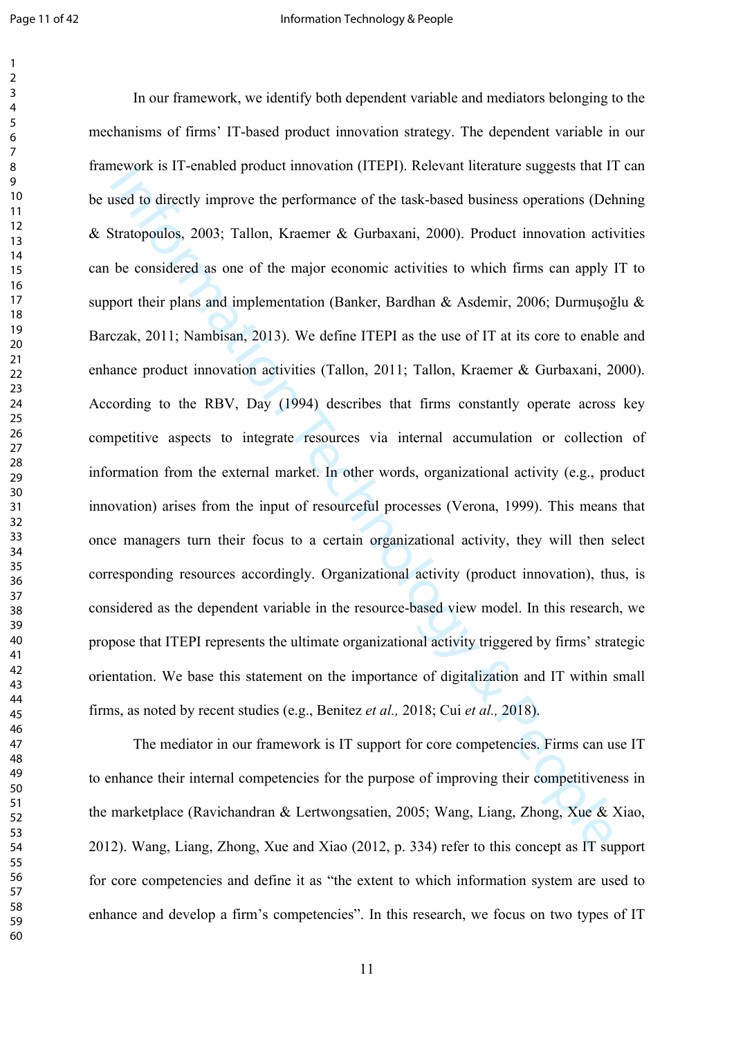In our framework, we identify both dependent variable and mediators belonging to the mechanisms of firms' IT-based product innovation strategy. The dependent variable in our framework is IT-enabled product innovation (ITEPI). Relevant literature suggests that IT can be used to directly improve the performance of the task-based business operations (Dehning & Stratopoulos, 2003; Tallon, Kraemer & Gurbaxani, 2000). Product innovation activities can be considered as one of the major economic activities to which firms can apply IT to support their plans and implementation (Banker, Bardhan & Asdemir, 2006; Durmuşoğlu & Barczak, 2011; Nambisan, 2013). We define ITEPI as the use of IT at its core to enable and enhance product innovation activities (Tallon, 2011; Tallon, Kraemer & Gurbaxani, 2000). According to the RBV, Day (1994) describes that firms constantly operate across key competitive aspects to integrate resources via internal accumulation or collection of information from the external market. In other words, organizational activity (e.g., product innovation) arises from the input of resourceful processes (Verona, 1999). This means that once managers turn their focus to a certain organizational activity, they will then select corresponding resources accordingly. Organizational activity (product innovation), thus, is considered as the dependent variable in the resource-based view model. In this research, we propose that ITEPI represents the ultimate organizational activity triggered by firms' strategic orientation. We base this statement on the importance of digitalization and IT within small firms, as noted by recent studies (e.g., Benitez *et al.,* 2018; Cui *et al.,* 2018).

The mediator in our framework is IT support for core competencies. Firms can use IT to enhance their internal competencies for the purpose of improving their competitiveness in the marketplace (Ravichandran & Lertwongsatien, 2005; Wang, Liang, Zhong, Xue & Xiao, 2012). Wang, Liang, Zhong, Xue and Xiao (2012, p. 334) refer to this concept as IT support for core competencies and define it as "the extent to which information system are used to enhance and develop a firm's competencies". In this research, we focus on two types of IT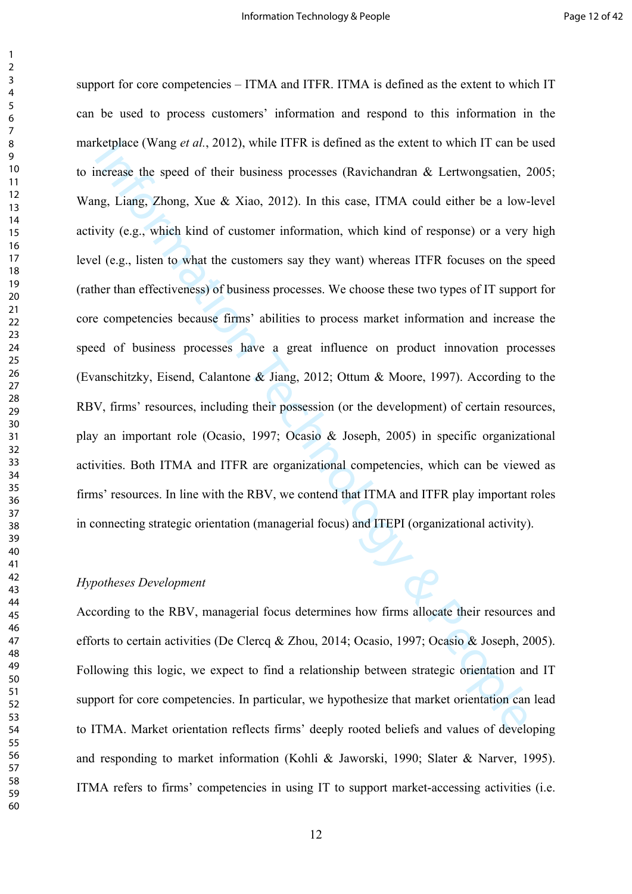support for core competencies – ITMA and ITFR. ITMA is defined as the extent to which IT can be used to process customers' information and respond to this information in the marketplace (Wang *et al.*, 2012), while ITFR is defined as the extent to which IT can be used to increase the speed of their business processes (Ravichandran & Lertwongsatien, 2005; Wang, Liang, Zhong, Xue & Xiao, 2012). In this case, ITMA could either be a low-level activity (e.g., which kind of customer information, which kind of response) or a very high level (e.g., listen to what the customers say they want) whereas ITFR focuses on the speed (rather than effectiveness) of business processes. We choose these two types of IT support for core competencies because firms' abilities to process market information and increase the speed of business processes have a great influence on product innovation processes (Evanschitzky, Eisend, Calantone & Jiang, 2012; Ottum & Moore, 1997). According to the RBV, firms' resources, including their possession (or the development) of certain resources, play an important role (Ocasio, 1997; Ocasio & Joseph, 2005) in specific organizational activities. Both ITMA and ITFR are organizational competencies, which can be viewed as firms' resources. In line with the RBV, we contend that ITMA and ITFR play important roles in connecting strategic orientation (managerial focus) and ITEPI (organizational activity).

*Hypotheses Development*

According to the RBV, managerial focus determines how firms allocate their resources and efforts to certain activities (De Clercq & Zhou, 2014; Ocasio, 1997; Ocasio & Joseph, 2005). Following this logic, we expect to find a relationship between strategic orientation and IT support for core competencies. In particular, we hypothesize that market orientation can lead to ITMA. Market orientation reflects firms' deeply rooted beliefs and values of developing and responding to market information (Kohli & Jaworski, 1990; Slater & Narver, 1995). ITMA refers to firms' competencies in using IT to support market-accessing activities (i.e.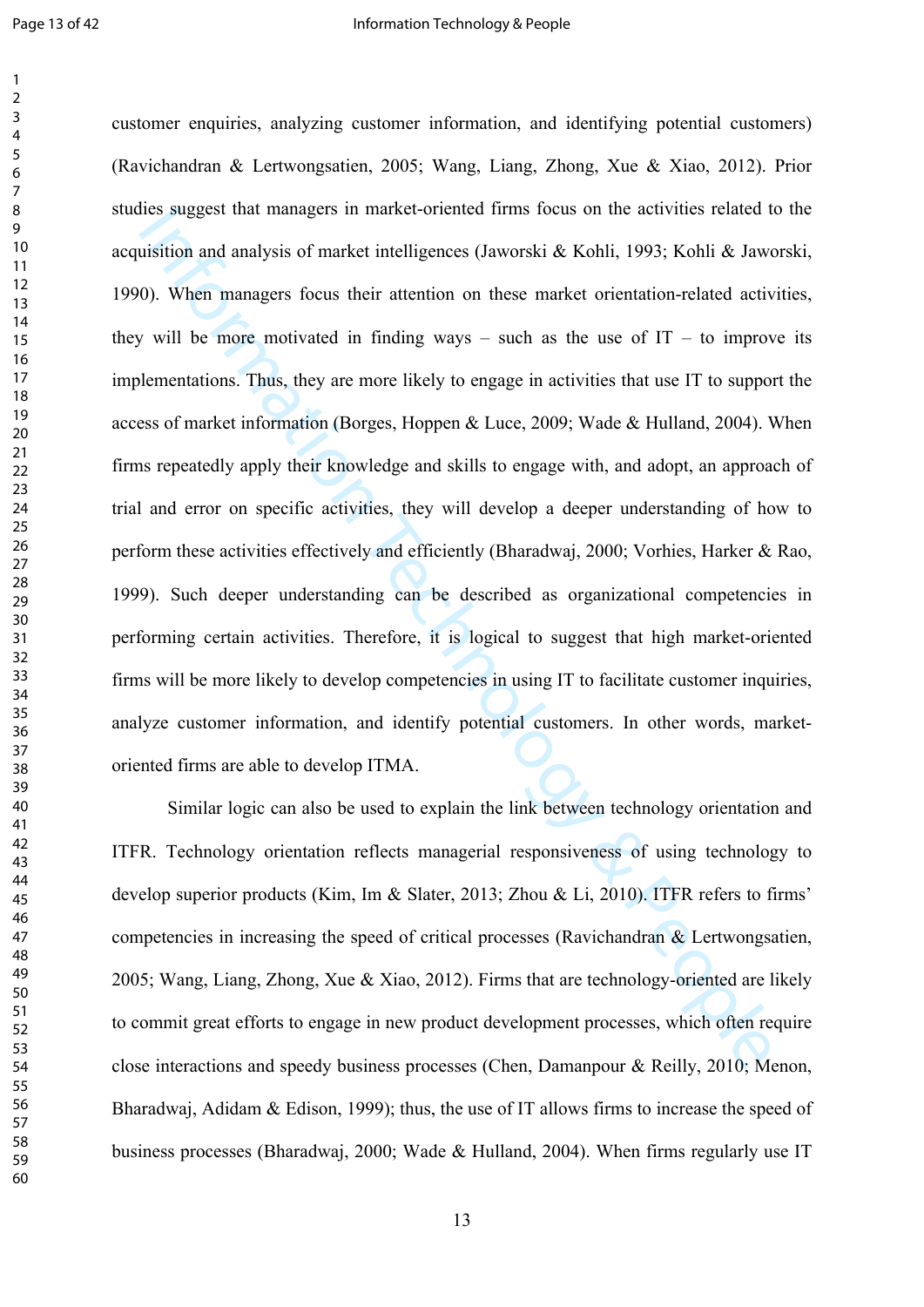customer enquiries, analyzing customer information, and identifying potential customers) (Ravichandran & Lertwongsatien, 2005; Wang, Liang, Zhong, Xue & Xiao, 2012). Prior studies suggest that managers in market-oriented firms focus on the activities related to the acquisition and analysis of market intelligences (Jaworski & Kohli, 1993; Kohli & Jaworski, 1990). When managers focus their attention on these market orientation-related activities, they will be more motivated in finding ways – such as the use of IT – to improve its implementations. Thus, they are more likely to engage in activities that use IT to support the access of market information (Borges, Hoppen & Luce, 2009; Wade & Hulland, 2004). When firms repeatedly apply their knowledge and skills to engage with, and adopt, an approach of trial and error on specific activities, they will develop a deeper understanding of how to perform these activities effectively and efficiently (Bharadwaj, 2000; Vorhies, Harker & Rao, 1999). Such deeper understanding can be described as organizational competencies in performing certain activities. Therefore, it is logical to suggest that high market-oriented firms will be more likely to develop competencies in using IT to facilitate customer inquiries, analyze customer information, and identify potential customers. In other words, market-oriented firms are able to develop ITMA.

Similar logic can also be used to explain the link between technology orientation and ITFR. Technology orientation reflects managerial responsiveness of using technology to develop superior products (Kim, Im & Slater, 2013; Zhou & Li, 2010). ITFR refers to firms' competencies in increasing the speed of critical processes (Ravichandran & Lertwongsatien, 2005; Wang, Liang, Zhong, Xue & Xiao, 2012). Firms that are technology-oriented are likely to commit great efforts to engage in new product development processes, which often require close interactions and speedy business processes (Chen, Damanpour & Reilly, 2010; Menon, Bharadwaj, Adidam & Edison, 1999); thus, the use of IT allows firms to increase the speed of business processes (Bharadwaj, 2000; Wade & Hulland, 2004). When firms regularly use IT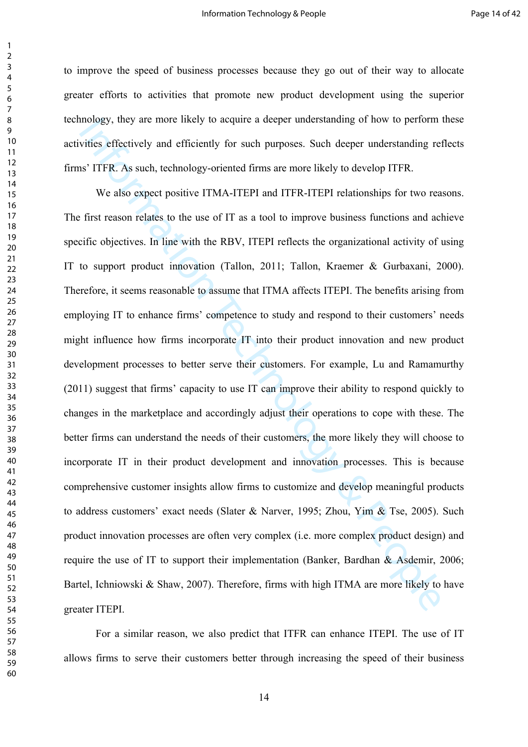to improve the speed of business processes because they go out of their way to allocate greater efforts to activities that promote new product development using the superior technology, they are more likely to acquire a deeper understanding of how to perform these activities effectively and efficiently for such purposes. Such deeper understanding reflects firms' ITFR. As such, technology-oriented firms are more likely to develop ITFR.

We also expect positive ITMA-ITEPI and ITFR-ITEPI relationships for two reasons. The first reason relates to the use of IT as a tool to improve business functions and achieve specific objectives. In line with the RBV, ITEPI reflects the organizational activity of using IT to support product innovation (Tallon, 2011; Tallon, Kraemer & Gurbaxani, 2000). Therefore, it seems reasonable to assume that ITMA affects ITEPI. The benefits arising from employing IT to enhance firms' competence to study and respond to their customers' needs might influence how firms incorporate IT into their product innovation and new product development processes to better serve their customers. For example, Lu and Ramamurthy (2011) suggest that firms' capacity to use IT can improve their ability to respond quickly to changes in the marketplace and accordingly adjust their operations to cope with these. The better firms can understand the needs of their customers, the more likely they will choose to incorporate IT in their product development and innovation processes. This is because comprehensive customer insights allow firms to customize and develop meaningful products to address customers' exact needs (Slater & Narver, 1995; Zhou, Yim & Tse, 2005). Such product innovation processes are often very complex (i.e. more complex product design) and require the use of IT to support their implementation (Banker, Bardhan & Asdemir, 2006; Bartel, Ichniowski & Shaw, 2007). Therefore, firms with high ITMA are more likely to have greater ITEPI.

For a similar reason, we also predict that ITFR can enhance ITEPI. The use of IT allows firms to serve their customers better through increasing the speed of their business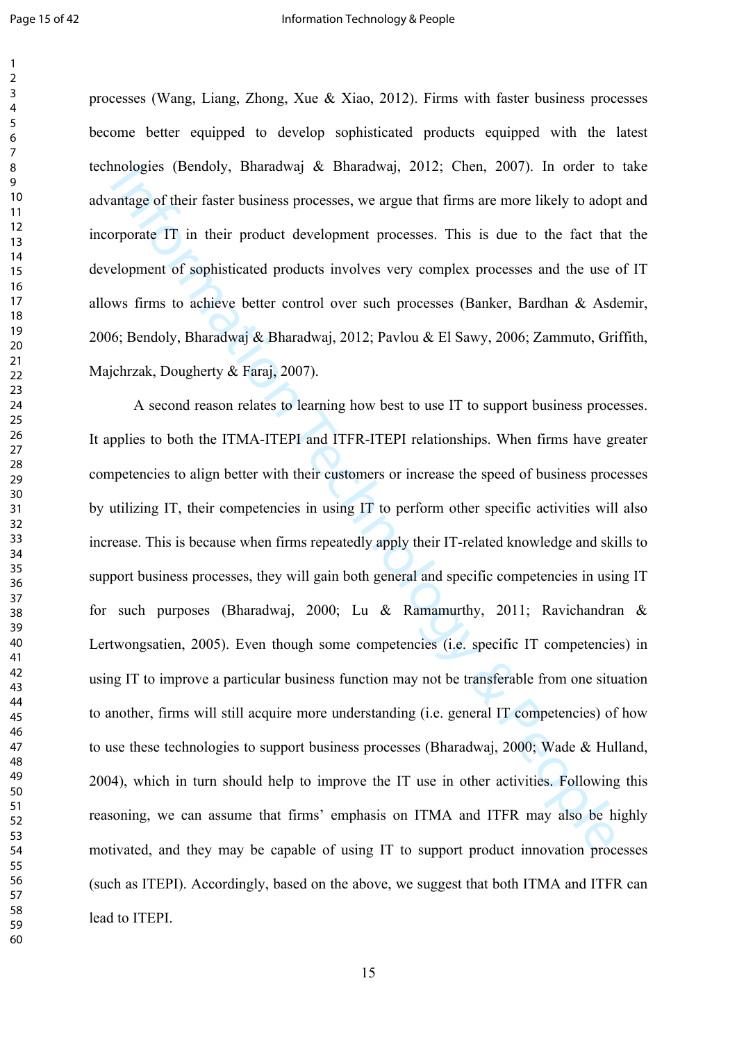processes (Wang, Liang, Zhong, Xue & Xiao, 2012). Firms with faster business processes become better equipped to develop sophisticated products equipped with the latest technologies (Bendoly, Bharadwaj & Bharadwaj, 2012; Chen, 2007). In order to take advantage of their faster business processes, we argue that firms are more likely to adopt and incorporate IT in their product development processes. This is due to the fact that the development of sophisticated products involves very complex processes and the use of IT allows firms to achieve better control over such processes (Banker, Bardhan & Asdemir, 2006; Bendoly, Bharadwaj & Bharadwaj, 2012; Pavlou & El Sawy, 2006; Zammuto, Griffith, Majchrzak, Dougherty & Faraj, 2007).

A second reason relates to learning how best to use IT to support business processes. It applies to both the ITMA-ITEPI and ITFR-ITEPI relationships. When firms have greater competencies to align better with their customers or increase the speed of business processes by utilizing IT, their competencies in using IT to perform other specific activities will also increase. This is because when firms repeatedly apply their IT-related knowledge and skills to support business processes, they will gain both general and specific competencies in using IT for such purposes (Bharadwaj, 2000; Lu & Ramamurthy, 2011; Ravichandran & Lertwongsatien, 2005). Even though some competencies (i.e. specific IT competencies) in using IT to improve a particular business function may not be transferable from one situation to another, firms will still acquire more understanding (i.e. general IT competencies) of how to use these technologies to support business processes (Bharadwaj, 2000; Wade & Hulland, 2004), which in turn should help to improve the IT use in other activities. Following this reasoning, we can assume that firms' emphasis on ITMA and ITFR may also be highly motivated, and they may be capable of using IT to support product innovation processes (such as ITEPI). Accordingly, based on the above, we suggest that both ITMA and ITFR can lead to ITEPI.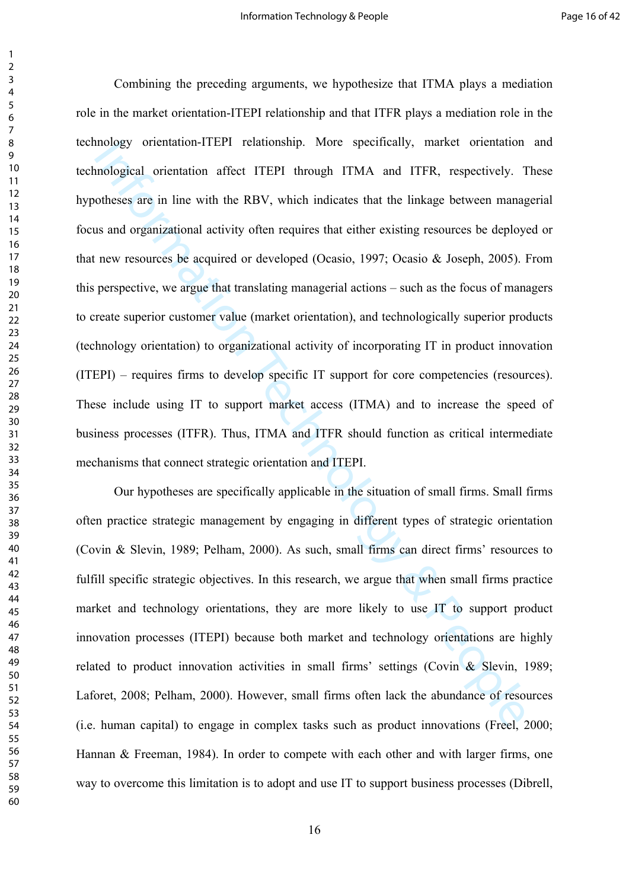Combining the preceding arguments, we hypothesize that ITMA plays a mediation role in the market orientation-ITEPI relationship and that ITFR plays a mediation role in the technology orientation-ITEPI relationship. More specifically, market orientation and technological orientation affect ITEPI through ITMA and ITFR, respectively. These hypotheses are in line with the RBV, which indicates that the linkage between managerial focus and organizational activity often requires that either existing resources be deployed or that new resources be acquired or developed (Ocasio, 1997; Ocasio & Joseph, 2005). From this perspective, we argue that translating managerial actions – such as the focus of managers to create superior customer value (market orientation), and technologically superior products (technology orientation) to organizational activity of incorporating IT in product innovation (ITEPI) – requires firms to develop specific IT support for core competencies (resources). These include using IT to support market access (ITMA) and to increase the speed of business processes (ITFR). Thus, ITMA and ITFR should function as critical intermediate mechanisms that connect strategic orientation and ITEPI.

Our hypotheses are specifically applicable in the situation of small firms. Small firms often practice strategic management by engaging in different types of strategic orientation (Covin & Slevin, 1989; Pelham, 2000). As such, small firms can direct firms' resources to fulfill specific strategic objectives. In this research, we argue that when small firms practice market and technology orientations, they are more likely to use IT to support product innovation processes (ITEPI) because both market and technology orientations are highly related to product innovation activities in small firms' settings (Covin & Slevin, 1989; Laforet, 2008; Pelham, 2000). However, small firms often lack the abundance of resources (i.e. human capital) to engage in complex tasks such as product innovations (Freel, 2000; Hannan & Freeman, 1984). In order to compete with each other and with larger firms, one way to overcome this limitation is to adopt and use IT to support business processes (Dibrell,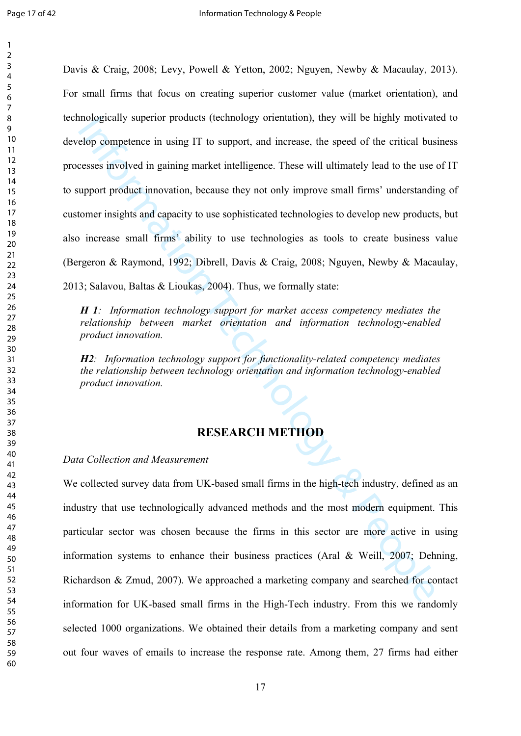Davis & Craig, 2008; Levy, Powell & Yetton, 2002; Nguyen, Newby & Macaulay, 2013). For small firms that focus on creating superior customer value (market orientation), and technologically superior products (technology orientation), they will be highly motivated to develop competence in using IT to support, and increase, the speed of the critical business processes involved in gaining market intelligence. These will ultimately lead to the use of IT to support product innovation, because they not only improve small firms' understanding of customer insights and capacity to use sophisticated technologies to develop new products, but also increase small firms' ability to use technologies as tools to create business value (Bergeron & Raymond, 1992; Dibrell, Davis & Craig, 2008; Nguyen, Newby & Macaulay, 2013; Salavou, Baltas & Lioukas, 2004). Thus, we formally state:

> ***H 1****: Information technology support for market access competency mediates the relationship between market orientation and information technology-enabled product innovation.*

> ***H2****: Information technology support for functionality-related competency mediates the relationship between technology orientation and information technology-enabled product innovation.*

## RESEARCH METHOD

### *Data Collection and Measurement*

We collected survey data from UK-based small firms in the high-tech industry, defined as an industry that use technologically advanced methods and the most modern equipment. This particular sector was chosen because the firms in this sector are more active in using information systems to enhance their business practices (Aral & Weill, 2007; Dehning, Richardson & Zmud, 2007). We approached a marketing company and searched for contact information for UK-based small firms in the High-Tech industry. From this we randomly selected 1000 organizations. We obtained their details from a marketing company and sent out four waves of emails to increase the response rate. Among them, 27 firms had either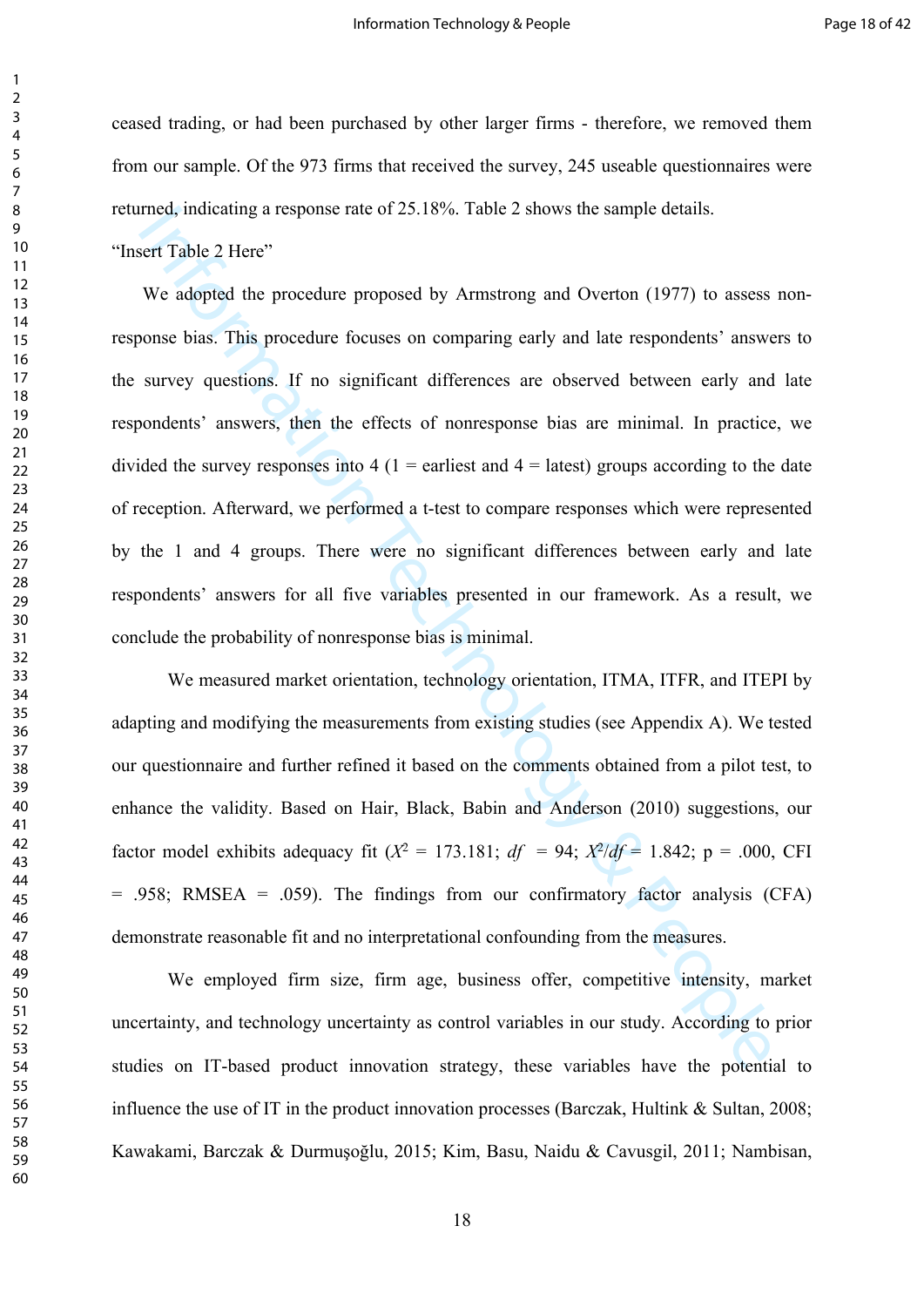ceased trading, or had been purchased by other larger firms - therefore, we removed them from our sample. Of the 973 firms that received the survey, 245 useable questionnaires were returned, indicating a response rate of 25.18%. Table 2 shows the sample details.

"Insert Table 2 Here"

We adopted the procedure proposed by Armstrong and Overton (1977) to assess non-response bias. This procedure focuses on comparing early and late respondents' answers to the survey questions. If no significant differences are observed between early and late respondents' answers, then the effects of nonresponse bias are minimal. In practice, we divided the survey responses into 4 (1 = earliest and 4 = latest) groups according to the date of reception. Afterward, we performed a t-test to compare responses which were represented by the 1 and 4 groups. There were no significant differences between early and late respondents' answers for all five variables presented in our framework. As a result, we conclude the probability of nonresponse bias is minimal.

We measured market orientation, technology orientation, ITMA, ITFR, and ITEPI by adapting and modifying the measurements from existing studies (see Appendix A). We tested our questionnaire and further refined it based on the comments obtained from a pilot test, to enhance the validity. Based on Hair, Black, Babin and Anderson (2010) suggestions, our factor model exhibits adequacy fit ($X^2$ = 173.181; $df$ = 94; $X^2/df$ = 1.842; p = .000, CFI = .958; RMSEA = .059). The findings from our confirmatory factor analysis (CFA) demonstrate reasonable fit and no interpretational confounding from the measures.

We employed firm size, firm age, business offer, competitive intensity, market uncertainty, and technology uncertainty as control variables in our study. According to prior studies on IT-based product innovation strategy, these variables have the potential to influence the use of IT in the product innovation processes (Barczak, Hultink & Sultan, 2008; Kawakami, Barczak & Durmuşoğlu, 2015; Kim, Basu, Naidu & Cavusgil, 2011; Nambisan,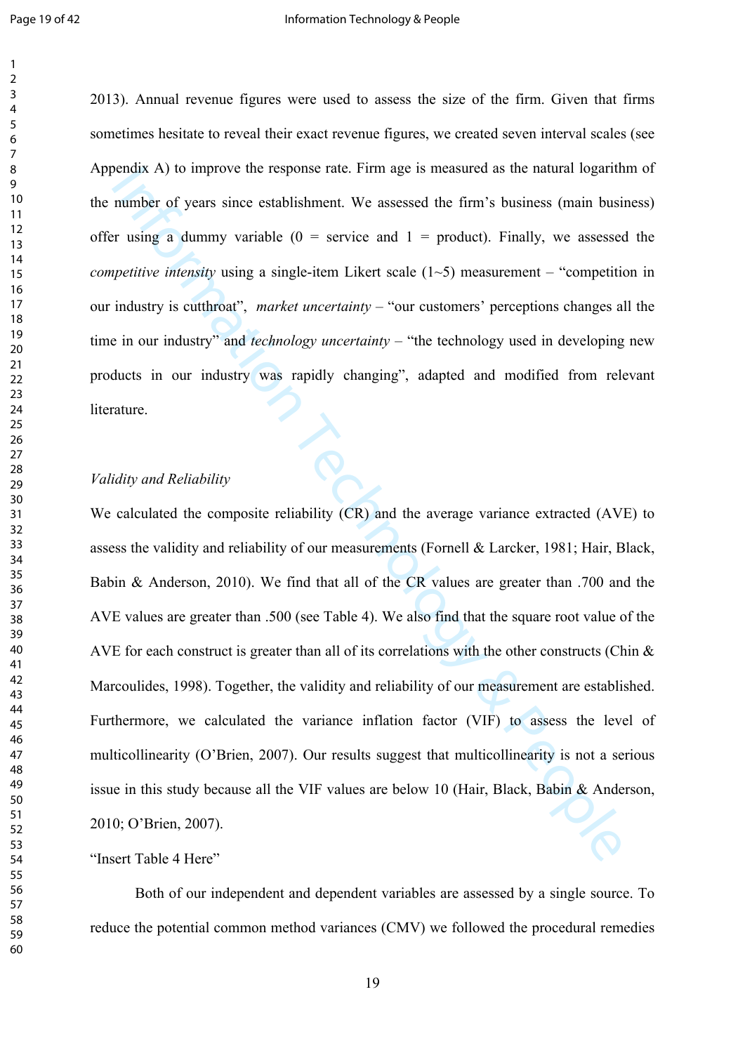2013). Annual revenue figures were used to assess the size of the firm. Given that firms sometimes hesitate to reveal their exact revenue figures, we created seven interval scales (see Appendix A) to improve the response rate. Firm age is measured as the natural logarithm of the number of years since establishment. We assessed the firm's business (main business) offer using a dummy variable (0 = service and 1 = product). Finally, we assessed the *competitive intensity* using a single-item Likert scale (1~5) measurement – "competition in our industry is cutthroat", *market uncertainty* – "our customers' perceptions changes all the time in our industry" and *technology uncertainty* – "the technology used in developing new products in our industry was rapidly changing", adapted and modified from relevant literature.

*Validity and Reliability*

We calculated the composite reliability (CR) and the average variance extracted (AVE) to assess the validity and reliability of our measurements (Fornell & Larcker, 1981; Hair, Black, Babin & Anderson, 2010). We find that all of the CR values are greater than .700 and the AVE values are greater than .500 (see Table 4). We also find that the square root value of the AVE for each construct is greater than all of its correlations with the other constructs (Chin & Marcoulides, 1998). Together, the validity and reliability of our measurement are established. Furthermore, we calculated the variance inflation factor (VIF) to assess the level of multicollinearity (O'Brien, 2007). Our results suggest that multicollinearity is not a serious issue in this study because all the VIF values are below 10 (Hair, Black, Babin & Anderson, 2010; O'Brien, 2007).

"Insert Table 4 Here"

Both of our independent and dependent variables are assessed by a single source. To reduce the potential common method variances (CMV) we followed the procedural remedies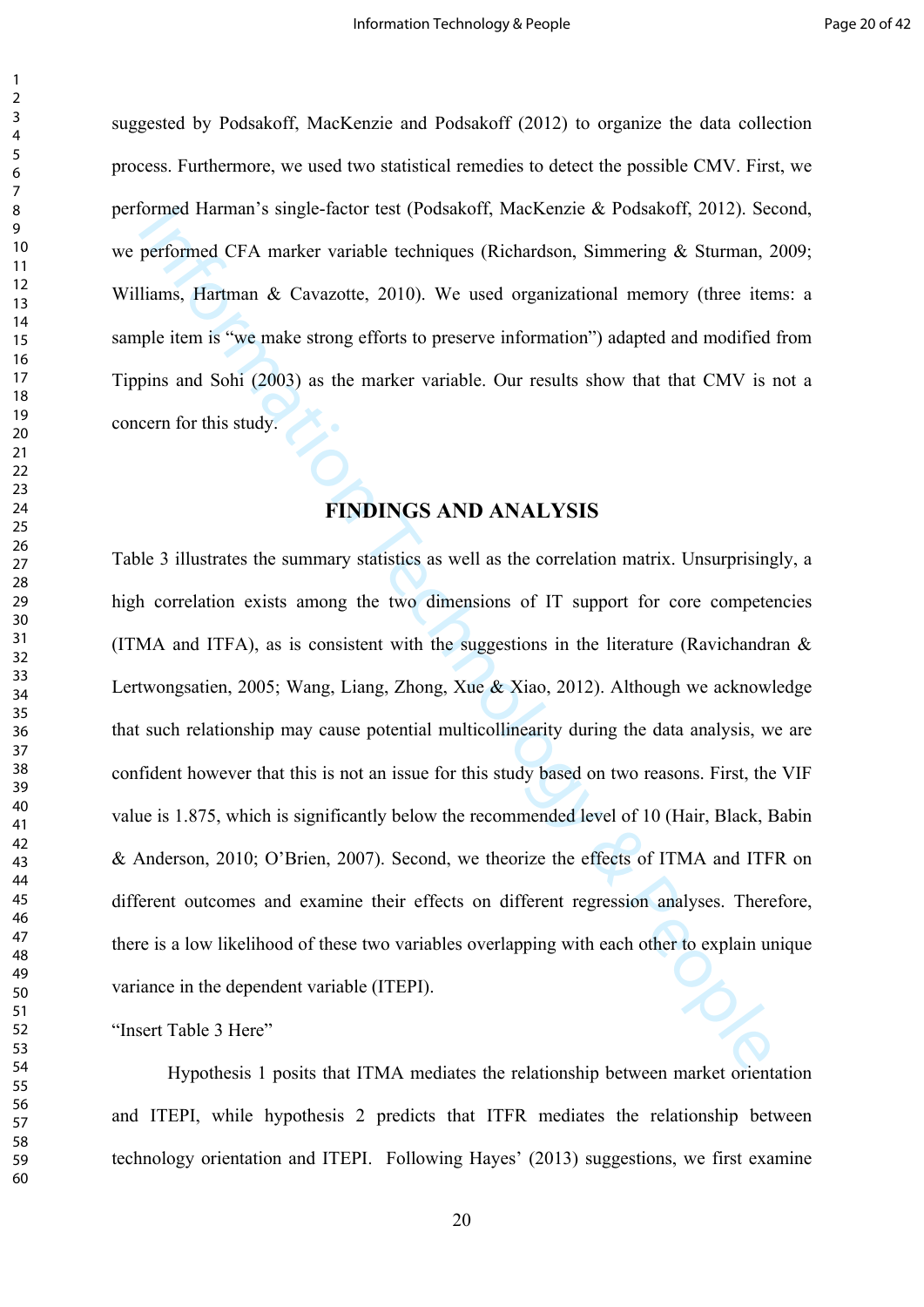suggested by Podsakoff, MacKenzie and Podsakoff (2012) to organize the data collection process. Furthermore, we used two statistical remedies to detect the possible CMV. First, we performed Harman's single-factor test (Podsakoff, MacKenzie & Podsakoff, 2012). Second, we performed CFA marker variable techniques (Richardson, Simmering & Sturman, 2009; Williams, Hartman & Cavazotte, 2010). We used organizational memory (three items: a sample item is "we make strong efforts to preserve information") adapted and modified from Tippins and Sohi (2003) as the marker variable. Our results show that that CMV is not a concern for this study.

## FINDINGS AND ANALYSIS

Table 3 illustrates the summary statistics as well as the correlation matrix. Unsurprisingly, a high correlation exists among the two dimensions of IT support for core competencies (ITMA and ITFA), as is consistent with the suggestions in the literature (Ravichandran & Lertwongsatien, 2005; Wang, Liang, Zhong, Xue & Xiao, 2012). Although we acknowledge that such relationship may cause potential multicollinearity during the data analysis, we are confident however that this is not an issue for this study based on two reasons. First, the VIF value is 1.875, which is significantly below the recommended level of 10 (Hair, Black, Babin & Anderson, 2010; O'Brien, 2007). Second, we theorize the effects of ITMA and ITFR on different outcomes and examine their effects on different regression analyses. Therefore, there is a low likelihood of these two variables overlapping with each other to explain unique variance in the dependent variable (ITEPI).

"Insert Table 3 Here"

Hypothesis 1 posits that ITMA mediates the relationship between market orientation and ITEPI, while hypothesis 2 predicts that ITFR mediates the relationship between technology orientation and ITEPI. Following Hayes' (2013) suggestions, we first examine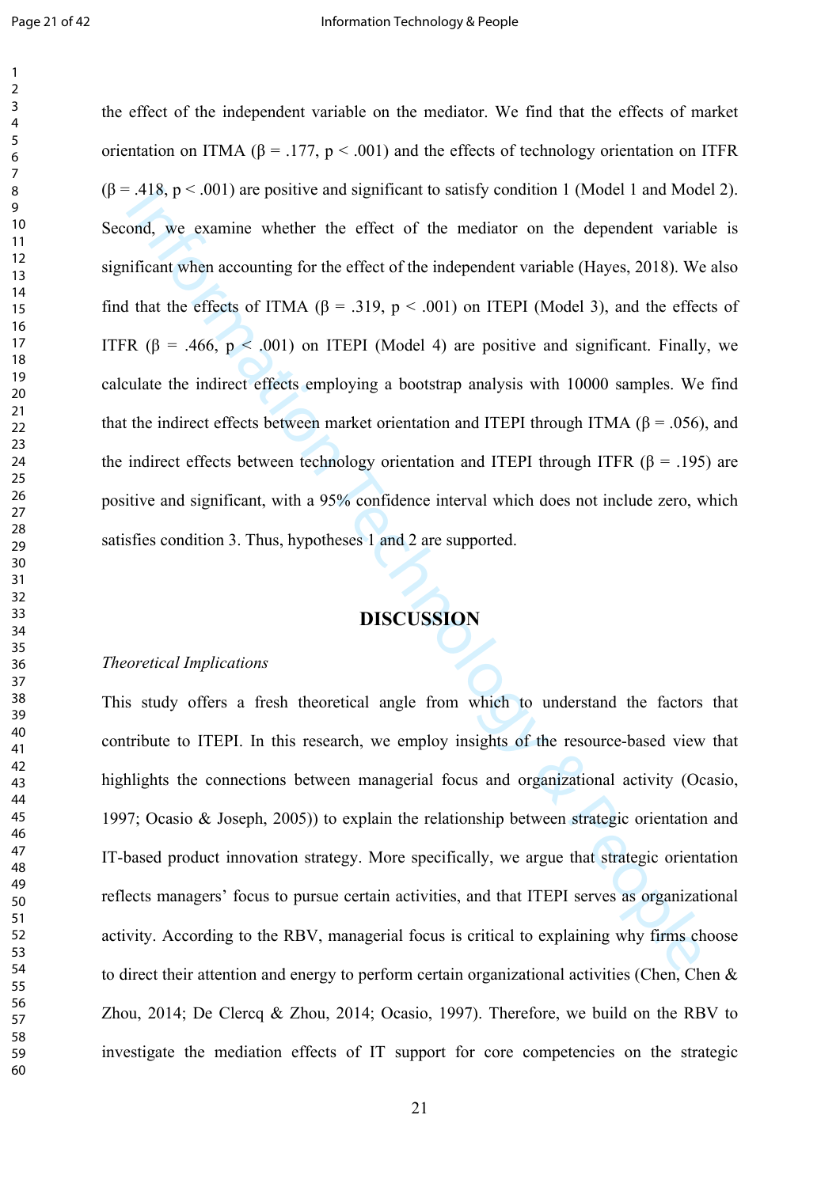the effect of the independent variable on the mediator. We find that the effects of market orientation on ITMA ($\beta = .177$, $p < .001$) and the effects of technology orientation on ITFR ($\beta = .418$, $p < .001$) are positive and significant to satisfy condition 1 (Model 1 and Model 2). Second, we examine whether the effect of the mediator on the dependent variable is significant when accounting for the effect of the independent variable (Hayes, 2018). We also find that the effects of ITMA ($\beta = .319$, $p < .001$) on ITEPI (Model 3), and the effects of ITFR ($\beta = .466$, $p < .001$) on ITEPI (Model 4) are positive and significant. Finally, we calculate the indirect effects employing a bootstrap analysis with 10000 samples. We find that the indirect effects between market orientation and ITEPI through ITMA ($\beta = .056$), and the indirect effects between technology orientation and ITEPI through ITFR ($\beta = .195$) are positive and significant, with a 95% confidence interval which does not include zero, which satisfies condition 3. Thus, hypotheses 1 and 2 are supported.

# DISCUSSION

*Theoretical Implications*

This study offers a fresh theoretical angle from which to understand the factors that contribute to ITEPI. In this research, we employ insights of the resource-based view that highlights the connections between managerial focus and organizational activity (Ocasio, 1997; Ocasio & Joseph, 2005)) to explain the relationship between strategic orientation and IT-based product innovation strategy. More specifically, we argue that strategic orientation reflects managers' focus to pursue certain activities, and that ITEPI serves as organizational activity. According to the RBV, managerial focus is critical to explaining why firms choose to direct their attention and energy to perform certain organizational activities (Chen, Chen & Zhou, 2014; De Clercq & Zhou, 2014; Ocasio, 1997). Therefore, we build on the RBV to investigate the mediation effects of IT support for core competencies on the strategic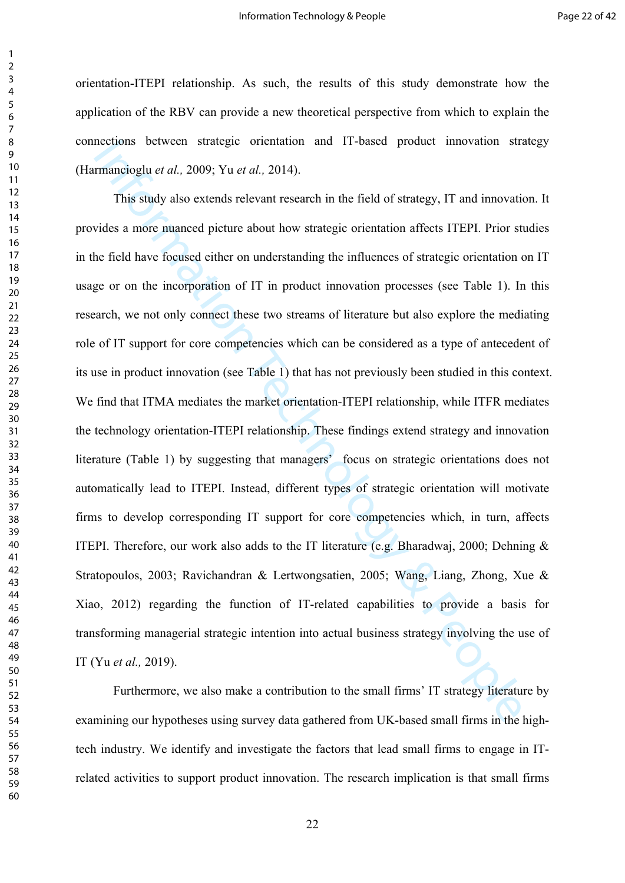orientation-ITEPI relationship. As such, the results of this study demonstrate how the application of the RBV can provide a new theoretical perspective from which to explain the connections between strategic orientation and IT-based product innovation strategy (Harmancioglu *et al.,* 2009; Yu *et al.,* 2014).

This study also extends relevant research in the field of strategy, IT and innovation. It provides a more nuanced picture about how strategic orientation affects ITEPI. Prior studies in the field have focused either on understanding the influences of strategic orientation on IT usage or on the incorporation of IT in product innovation processes (see Table 1). In this research, we not only connect these two streams of literature but also explore the mediating role of IT support for core competencies which can be considered as a type of antecedent of its use in product innovation (see Table 1) that has not previously been studied in this context. We find that ITMA mediates the market orientation-ITEPI relationship, while ITFR mediates the technology orientation-ITEPI relationship. These findings extend strategy and innovation literature (Table 1) by suggesting that managers' focus on strategic orientations does not automatically lead to ITEPI. Instead, different types of strategic orientation will motivate firms to develop corresponding IT support for core competencies which, in turn, affects ITEPI. Therefore, our work also adds to the IT literature (e.g. Bharadwaj, 2000; Dehning & Stratopoulos, 2003; Ravichandran & Lertwongsatien, 2005; Wang, Liang, Zhong, Xue & Xiao, 2012) regarding the function of IT-related capabilities to provide a basis for transforming managerial strategic intention into actual business strategy involving the use of IT (Yu *et al.,* 2019).

Furthermore, we also make a contribution to the small firms' IT strategy literature by examining our hypotheses using survey data gathered from UK-based small firms in the high-tech industry. We identify and investigate the factors that lead small firms to engage in IT-related activities to support product innovation. The research implication is that small firms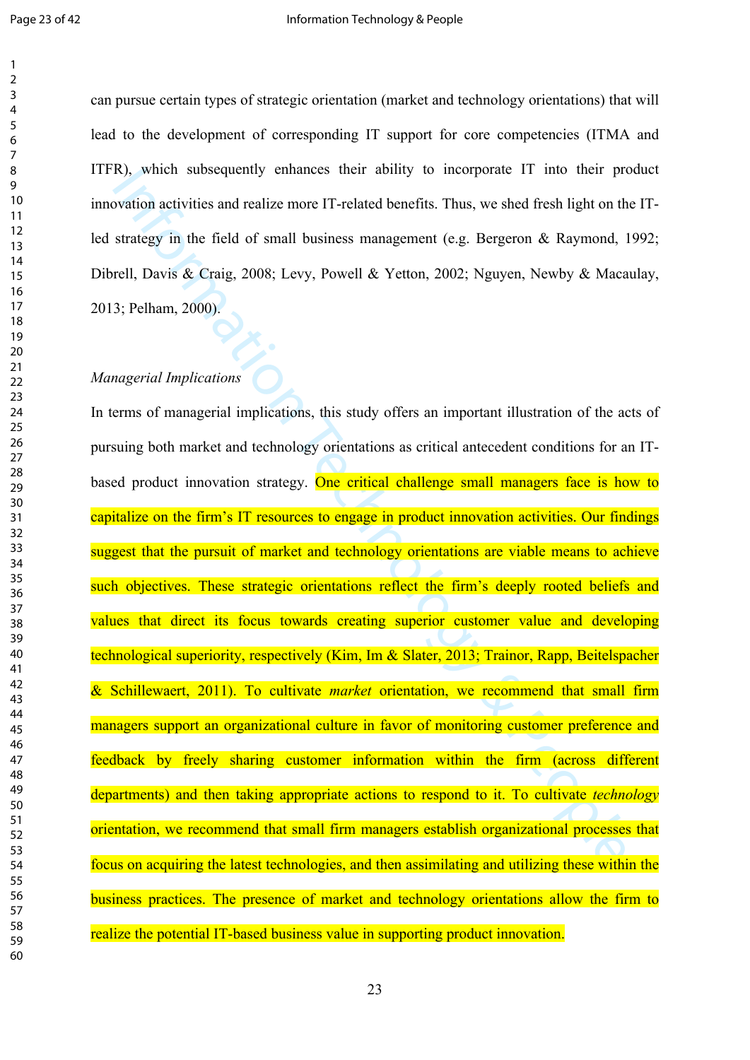can pursue certain types of strategic orientation (market and technology orientations) that will lead to the development of corresponding IT support for core competencies (ITMA and ITFR), which subsequently enhances their ability to incorporate IT into their product innovation activities and realize more IT-related benefits. Thus, we shed fresh light on the IT-led strategy in the field of small business management (e.g. Bergeron & Raymond, 1992; Dibrell, Davis & Craig, 2008; Levy, Powell & Yetton, 2002; Nguyen, Newby & Macaulay, 2013; Pelham, 2000).

*Managerial Implications*

In terms of managerial implications, this study offers an important illustration of the acts of pursuing both market and technology orientations as critical antecedent conditions for an IT-based product innovation strategy. One critical challenge small managers face is how to capitalize on the firm's IT resources to engage in product innovation activities. Our findings suggest that the pursuit of market and technology orientations are viable means to achieve such objectives. These strategic orientations reflect the firm's deeply rooted beliefs and values that direct its focus towards creating superior customer value and developing technological superiority, respectively (Kim, Im & Slater, 2013; Trainor, Rapp, Beitelspacher & Schillewaert, 2011). To cultivate *market* orientation, we recommend that small firm managers support an organizational culture in favor of monitoring customer preference and feedback by freely sharing customer information within the firm (across different departments) and then taking appropriate actions to respond to it. To cultivate *technology* orientation, we recommend that small firm managers establish organizational processes that focus on acquiring the latest technologies, and then assimilating and utilizing these within the business practices. The presence of market and technology orientations allow the firm to realize the potential IT-based business value in supporting product innovation.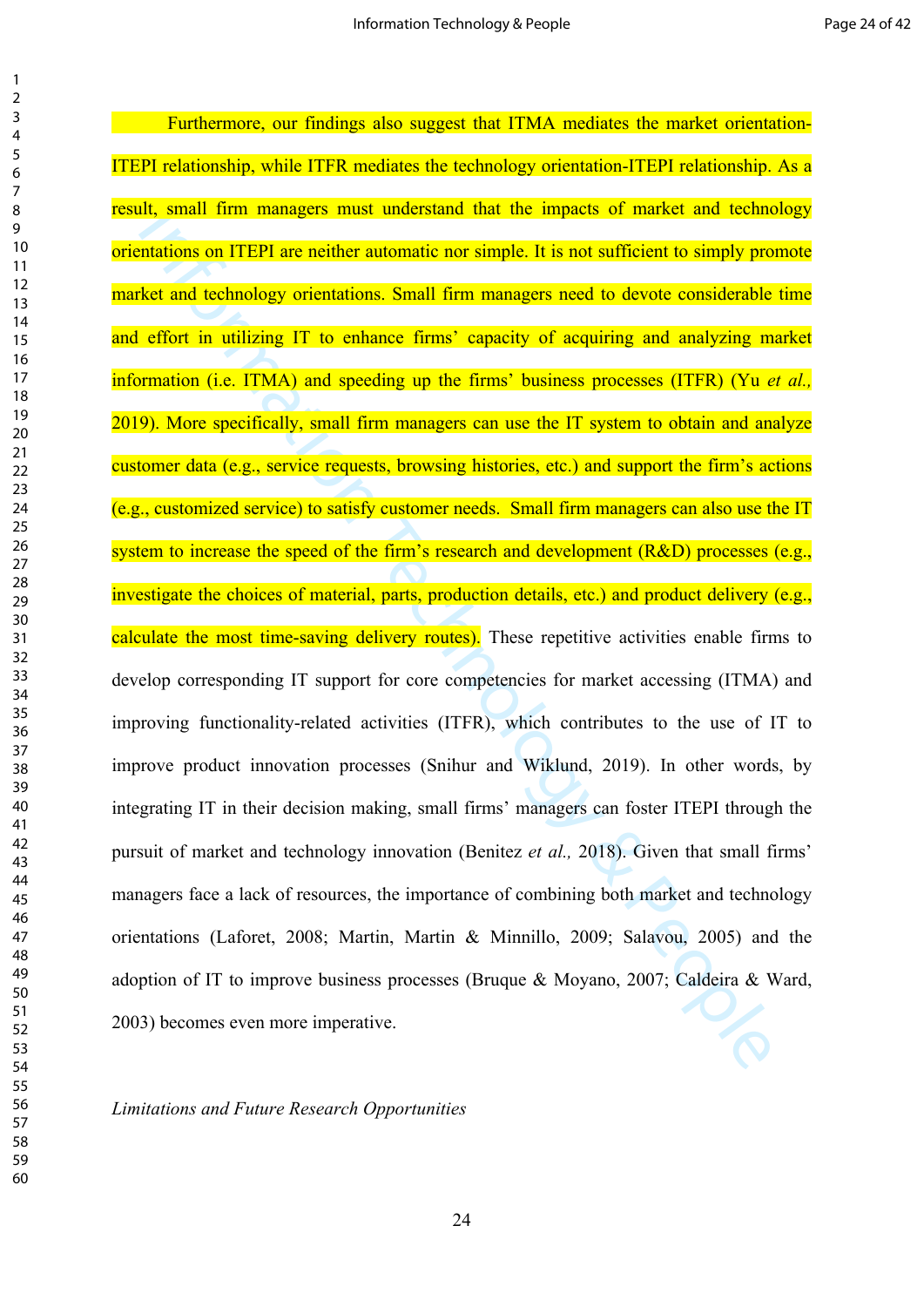Furthermore, our findings also suggest that ITMA mediates the market orientation-ITEPI relationship, while ITFR mediates the technology orientation-ITEPI relationship. As a result, small firm managers must understand that the impacts of market and technology orientations on ITEPI are neither automatic nor simple. It is not sufficient to simply promote market and technology orientations. Small firm managers need to devote considerable time and effort in utilizing IT to enhance firms' capacity of acquiring and analyzing market information (i.e. ITMA) and speeding up the firms' business processes (ITFR) (Yu *et al.,* 2019). More specifically, small firm managers can use the IT system to obtain and analyze customer data (e.g., service requests, browsing histories, etc.) and support the firm's actions (e.g., customized service) to satisfy customer needs. Small firm managers can also use the IT system to increase the speed of the firm's research and development (R&D) processes (e.g., investigate the choices of material, parts, production details, etc.) and product delivery (e.g., calculate the most time-saving delivery routes). These repetitive activities enable firms to develop corresponding IT support for core competencies for market accessing (ITMA) and improving functionality-related activities (ITFR), which contributes to the use of IT to improve product innovation processes (Snihur and Wiklund, 2019). In other words, by integrating IT in their decision making, small firms' managers can foster ITEPI through the pursuit of market and technology innovation (Benitez *et al.,* 2018). Given that small firms' managers face a lack of resources, the importance of combining both market and technology orientations (Laforet, 2008; Martin, Martin & Minnillo, 2009; Salavou, 2005) and the adoption of IT to improve business processes (Bruque & Moyano, 2007; Caldeira & Ward, 2003) becomes even more imperative.

*Limitations and Future Research Opportunities*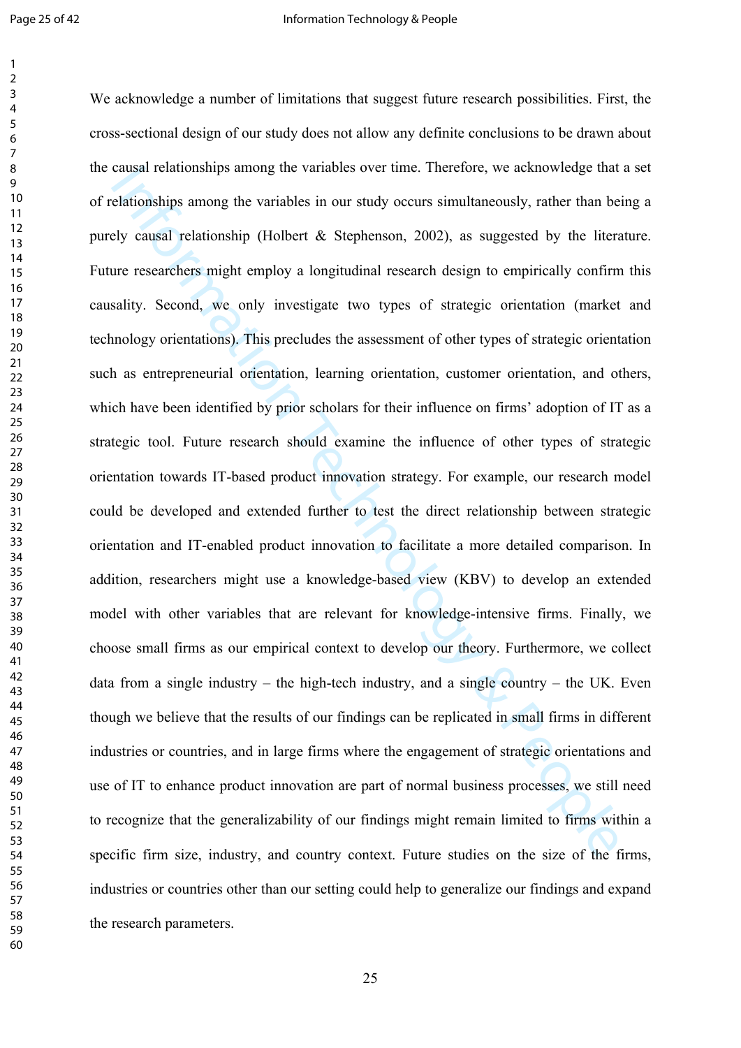We acknowledge a number of limitations that suggest future research possibilities. First, the cross-sectional design of our study does not allow any definite conclusions to be drawn about the causal relationships among the variables over time. Therefore, we acknowledge that a set of relationships among the variables in our study occurs simultaneously, rather than being a purely causal relationship (Holbert & Stephenson, 2002), as suggested by the literature. Future researchers might employ a longitudinal research design to empirically confirm this causality. Second, we only investigate two types of strategic orientation (market and technology orientations). This precludes the assessment of other types of strategic orientation such as entrepreneurial orientation, learning orientation, customer orientation, and others, which have been identified by prior scholars for their influence on firms' adoption of IT as a strategic tool. Future research should examine the influence of other types of strategic orientation towards IT-based product innovation strategy. For example, our research model could be developed and extended further to test the direct relationship between strategic orientation and IT-enabled product innovation to facilitate a more detailed comparison. In addition, researchers might use a knowledge-based view (KBV) to develop an extended model with other variables that are relevant for knowledge-intensive firms. Finally, we choose small firms as our empirical context to develop our theory. Furthermore, we collect data from a single industry – the high-tech industry, and a single country – the UK. Even though we believe that the results of our findings can be replicated in small firms in different industries or countries, and in large firms where the engagement of strategic orientations and use of IT to enhance product innovation are part of normal business processes, we still need to recognize that the generalizability of our findings might remain limited to firms within a specific firm size, industry, and country context. Future studies on the size of the firms, industries or countries other than our setting could help to generalize our findings and expand the research parameters.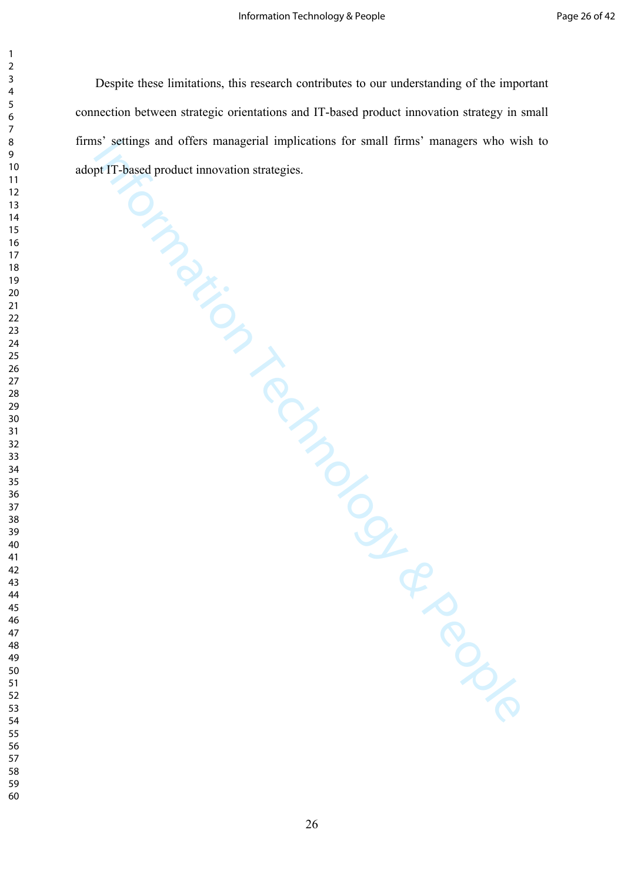Despite these limitations, this research contributes to our understanding of the important connection between strategic orientations and IT-based product innovation strategy in small firms' settings and offers managerial implications for small firms' managers who wish to adopt IT-based product innovation strategies.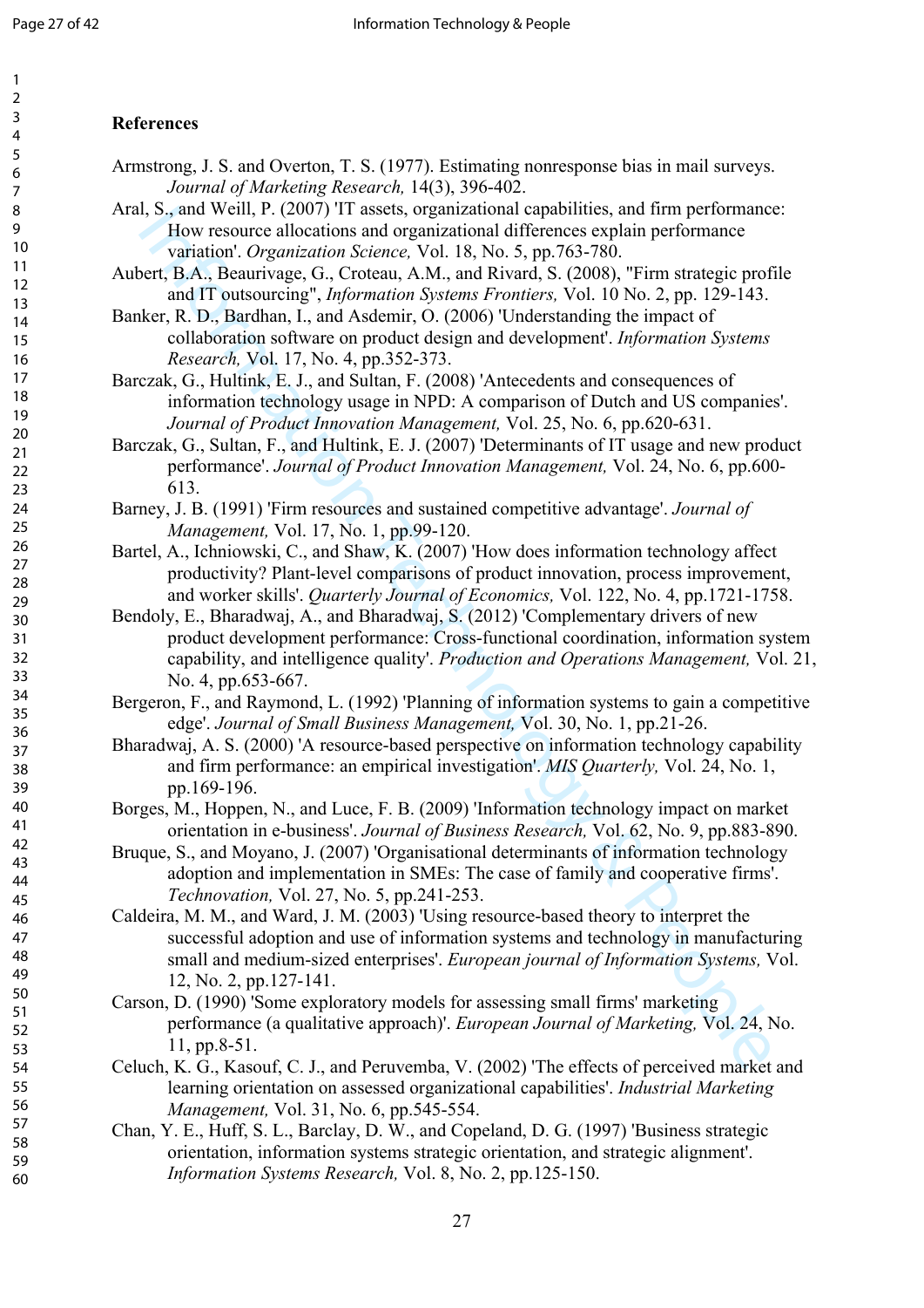## References

Armstrong, J. S. and Overton, T. S. (1977). Estimating nonresponse bias in mail surveys. *Journal of Marketing Research,* 14(3), 396-402.

Aral, S., and Weill, P. (2007) 'IT assets, organizational capabilities, and firm performance: How resource allocations and organizational differences explain performance variation'. *Organization Science,* Vol. 18, No. 5, pp.763-780.

Aubert, B.A., Beaurivage, G., Croteau, A.M., and Rivard, S. (2008), "Firm strategic profile and IT outsourcing", *Information Systems Frontiers,* Vol. 10 No. 2, pp. 129-143.

Banker, R. D., Bardhan, I., and Asdemir, O. (2006) 'Understanding the impact of collaboration software on product design and development'. *Information Systems Research,* Vol. 17, No. 4, pp.352-373.

Barczak, G., Hultink, E. J., and Sultan, F. (2008) 'Antecedents and consequences of information technology usage in NPD: A comparison of Dutch and US companies'. *Journal of Product Innovation Management,* Vol. 25, No. 6, pp.620-631.

Barczak, G., Sultan, F., and Hultink, E. J. (2007) 'Determinants of IT usage and new product performance'. *Journal of Product Innovation Management,* Vol. 24, No. 6, pp.600-613.

Barney, J. B. (1991) 'Firm resources and sustained competitive advantage'. *Journal of Management,* Vol. 17, No. 1, pp.99-120.

Bartel, A., Ichniowski, C., and Shaw, K. (2007) 'How does information technology affect productivity? Plant-level comparisons of product innovation, process improvement, and worker skills'. *Quarterly Journal of Economics,* Vol. 122, No. 4, pp.1721-1758.

Bendoly, E., Bharadwaj, A., and Bharadwaj, S. (2012) 'Complementary drivers of new product development performance: Cross-functional coordination, information system capability, and intelligence quality'. *Production and Operations Management,* Vol. 21, No. 4, pp.653-667.

Bergeron, F., and Raymond, L. (1992) 'Planning of information systems to gain a competitive edge'. *Journal of Small Business Management,* Vol. 30, No. 1, pp.21-26.

Bharadwaj, A. S. (2000) 'A resource-based perspective on information technology capability and firm performance: an empirical investigation'. *MIS Quarterly,* Vol. 24, No. 1, pp.169-196.

Borges, M., Hoppen, N., and Luce, F. B. (2009) 'Information technology impact on market orientation in e-business'. *Journal of Business Research,* Vol. 62, No. 9, pp.883-890.

Bruque, S., and Moyano, J. (2007) 'Organisational determinants of information technology adoption and implementation in SMEs: The case of family and cooperative firms'. *Technovation,* Vol. 27, No. 5, pp.241-253.

Caldeira, M. M., and Ward, J. M. (2003) 'Using resource-based theory to interpret the successful adoption and use of information systems and technology in manufacturing small and medium-sized enterprises'. *European journal of Information Systems,* Vol. 12, No. 2, pp.127-141.

Carson, D. (1990) 'Some exploratory models for assessing small firms' marketing performance (a qualitative approach)'. *European Journal of Marketing,* Vol. 24, No. 11, pp.8-51.

Celuch, K. G., Kasouf, C. J., and Peruvemba, V. (2002) 'The effects of perceived market and learning orientation on assessed organizational capabilities'. *Industrial Marketing Management,* Vol. 31, No. 6, pp.545-554.

Chan, Y. E., Huff, S. L., Barclay, D. W., and Copeland, D. G. (1997) 'Business strategic orientation, information systems strategic orientation, and strategic alignment'. *Information Systems Research,* Vol. 8, No. 2, pp.125-150.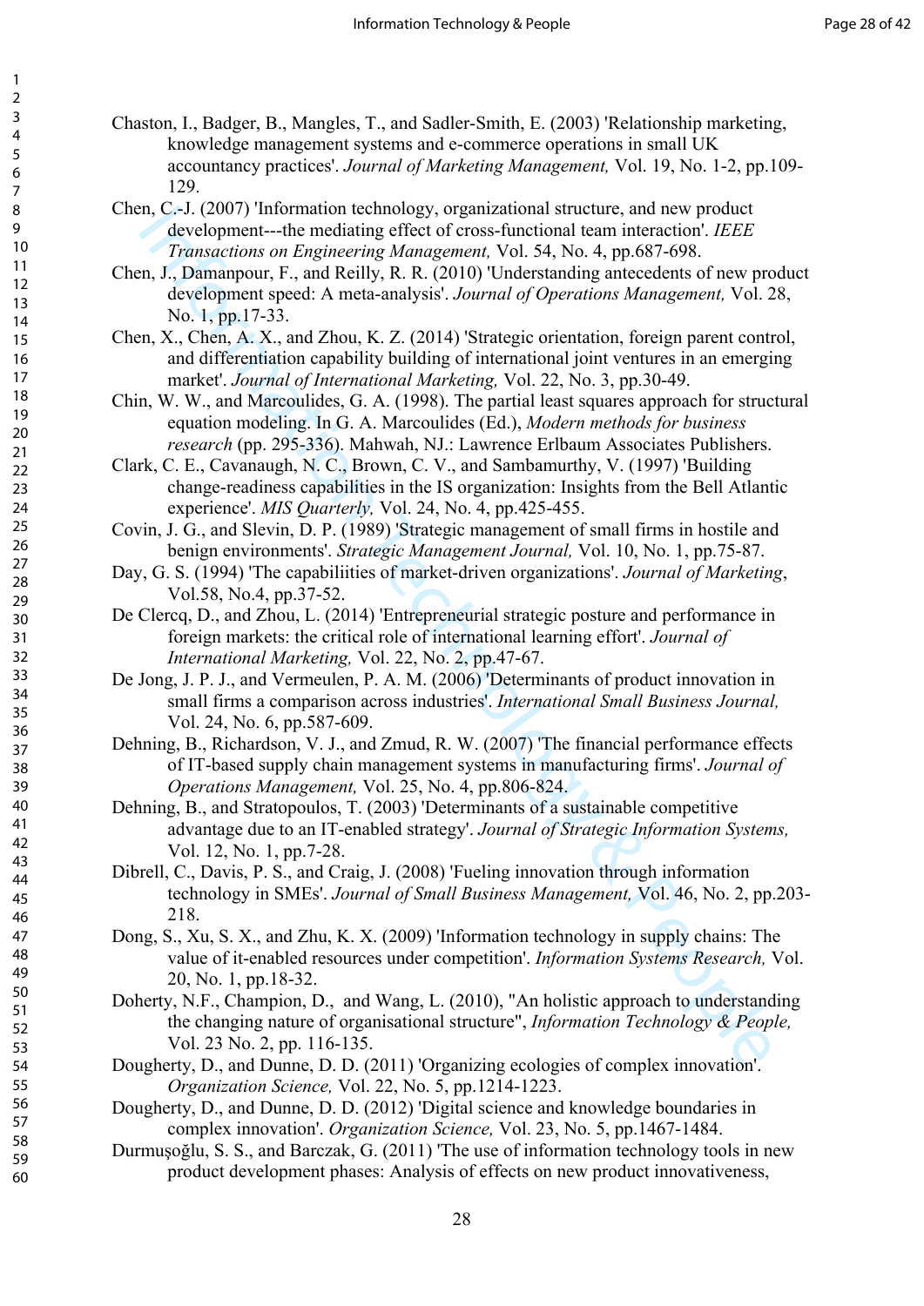Chaston, I., Badger, B., Mangles, T., and Sadler-Smith, E. (2003) 'Relationship marketing, knowledge management systems and e-commerce operations in small UK accountancy practices'. *Journal of Marketing Management,* Vol. 19, No. 1-2, pp.109-129.

Chen, C.-J. (2007) 'Information technology, organizational structure, and new product development---the mediating effect of cross-functional team interaction'. *IEEE Transactions on Engineering Management,* Vol. 54, No. 4, pp.687-698.

Chen, J., Damanpour, F., and Reilly, R. R. (2010) 'Understanding antecedents of new product development speed: A meta-analysis'. *Journal of Operations Management,* Vol. 28, No. 1, pp.17-33.

Chen, X., Chen, A. X., and Zhou, K. Z. (2014) 'Strategic orientation, foreign parent control, and differentiation capability building of international joint ventures in an emerging market'. *Journal of International Marketing,* Vol. 22, No. 3, pp.30-49.

Chin, W. W., and Marcoulides, G. A. (1998). The partial least squares approach for structural equation modeling. In G. A. Marcoulides (Ed.), *Modern methods for business research* (pp. 295-336). Mahwah, NJ.: Lawrence Erlbaum Associates Publishers.

Clark, C. E., Cavanaugh, N. C., Brown, C. V., and Sambamurthy, V. (1997) 'Building change-readiness capabilities in the IS organization: Insights from the Bell Atlantic experience'. *MIS Quarterly,* Vol. 24, No. 4, pp.425-455.

Covin, J. G., and Slevin, D. P. (1989) 'Strategic management of small firms in hostile and benign environments'. *Strategic Management Journal,* Vol. 10, No. 1, pp.75-87.

Day, G. S. (1994) 'The capabiliities of market-driven organizations'. *Journal of Marketing*, Vol.58, No.4, pp.37-52.

De Clercq, D., and Zhou, L. (2014) 'Entrepreneurial strategic posture and performance in foreign markets: the critical role of international learning effort'. *Journal of International Marketing,* Vol. 22, No. 2, pp.47-67.

De Jong, J. P. J., and Vermeulen, P. A. M. (2006) 'Determinants of product innovation in small firms a comparison across industries'. *International Small Business Journal,* Vol. 24, No. 6, pp.587-609.

Dehning, B., Richardson, V. J., and Zmud, R. W. (2007) 'The financial performance effects of IT-based supply chain management systems in manufacturing firms'. *Journal of Operations Management,* Vol. 25, No. 4, pp.806-824.

Dehning, B., and Stratopoulos, T. (2003) 'Determinants of a sustainable competitive advantage due to an IT-enabled strategy'. *Journal of Strategic Information Systems,* Vol. 12, No. 1, pp.7-28.

Dibrell, C., Davis, P. S., and Craig, J. (2008) 'Fueling innovation through information technology in SMEs'. *Journal of Small Business Management,* Vol. 46, No. 2, pp.203-218.

Dong, S., Xu, S. X., and Zhu, K. X. (2009) 'Information technology in supply chains: The value of it-enabled resources under competition'. *Information Systems Research,* Vol. 20, No. 1, pp.18-32.

Doherty, N.F., Champion, D., and Wang, L. (2010), "An holistic approach to understanding the changing nature of organisational structure", *Information Technology & People,* Vol. 23 No. 2, pp. 116-135.

Dougherty, D., and Dunne, D. D. (2011) 'Organizing ecologies of complex innovation'. *Organization Science,* Vol. 22, No. 5, pp.1214-1223.

Dougherty, D., and Dunne, D. D. (2012) 'Digital science and knowledge boundaries in complex innovation'. *Organization Science,* Vol. 23, No. 5, pp.1467-1484.

Durmuşoğlu, S. S., and Barczak, G. (2011) 'The use of information technology tools in new product development phases: Analysis of effects on new product innovativeness,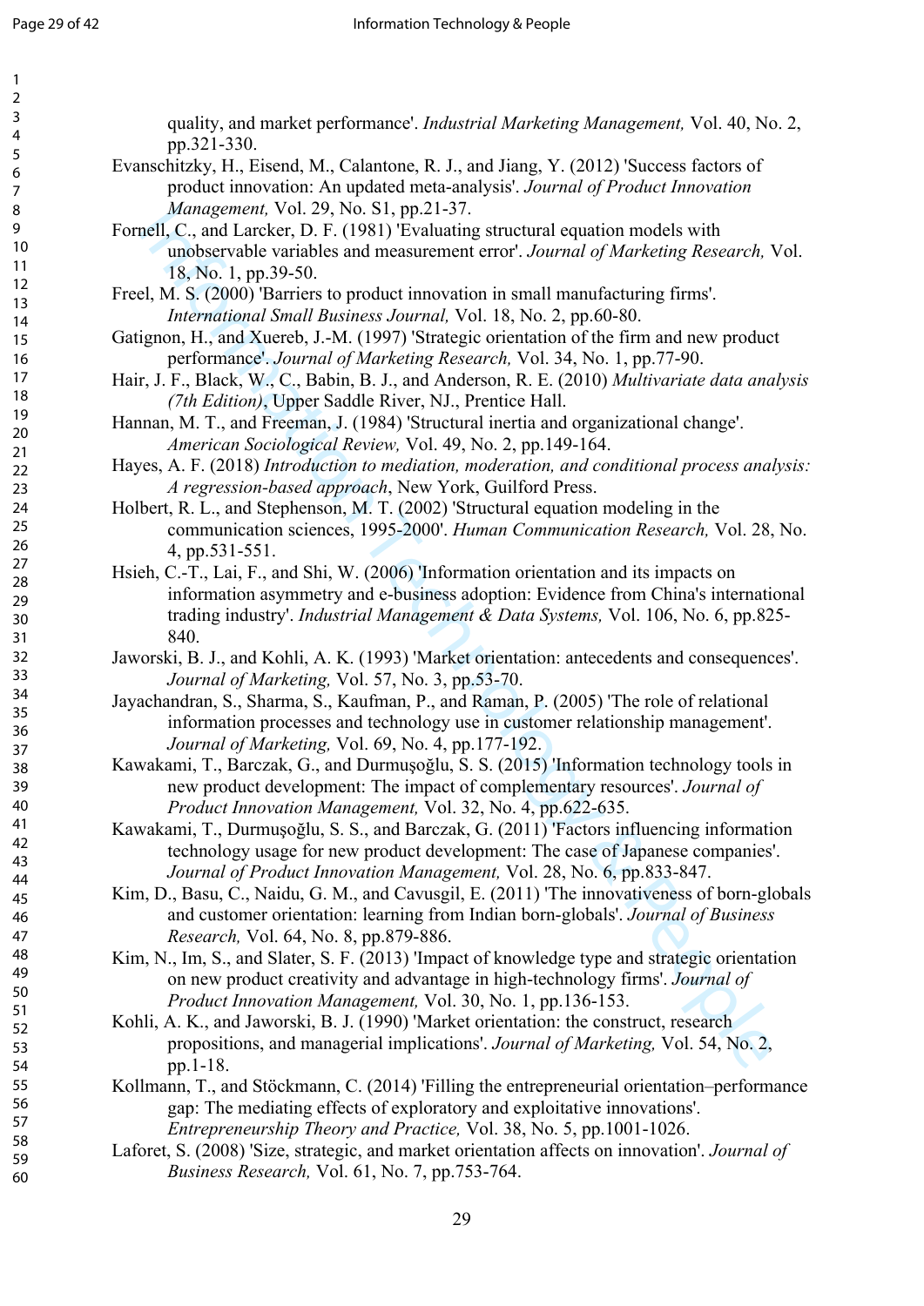quality, and market performance'. *Industrial Marketing Management,* Vol. 40, No. 2, pp.321-330.

Evanschitzky, H., Eisend, M., Calantone, R. J., and Jiang, Y. (2012) 'Success factors of product innovation: An updated meta-analysis'. *Journal of Product Innovation Management,* Vol. 29, No. S1, pp.21-37.

Fornell, C., and Larcker, D. F. (1981) 'Evaluating structural equation models with unobservable variables and measurement error'. *Journal of Marketing Research,* Vol. 18, No. 1, pp.39-50.

Freel, M. S. (2000) 'Barriers to product innovation in small manufacturing firms'. *International Small Business Journal,* Vol. 18, No. 2, pp.60-80.

Gatignon, H., and Xuereb, J.-M. (1997) 'Strategic orientation of the firm and new product performance'. *Journal of Marketing Research,* Vol. 34, No. 1, pp.77-90.

Hair, J. F., Black, W., C., Babin, B. J., and Anderson, R. E. (2010) *Multivariate data analysis (7th Edition)*, Upper Saddle River, NJ., Prentice Hall.

Hannan, M. T., and Freeman, J. (1984) 'Structural inertia and organizational change'. *American Sociological Review,* Vol. 49, No. 2, pp.149-164.

Hayes, A. F. (2018) *Introduction to mediation, moderation, and conditional process analysis: A regression-based approach*, New York, Guilford Press.

Holbert, R. L., and Stephenson, M. T. (2002) 'Structural equation modeling in the communication sciences, 1995-2000'. *Human Communication Research,* Vol. 28, No. 4, pp.531-551.

Hsieh, C.-T., Lai, F., and Shi, W. (2006) 'Information orientation and its impacts on information asymmetry and e-business adoption: Evidence from China's international trading industry'. *Industrial Management & Data Systems,* Vol. 106, No. 6, pp.825-840.

Jaworski, B. J., and Kohli, A. K. (1993) 'Market orientation: antecedents and consequences'. *Journal of Marketing,* Vol. 57, No. 3, pp.53-70.

Jayachandran, S., Sharma, S., Kaufman, P., and Raman, P. (2005) 'The role of relational information processes and technology use in customer relationship management'. *Journal of Marketing,* Vol. 69, No. 4, pp.177-192.

Kawakami, T., Barczak, G., and Durmuşoğlu, S. S. (2015) 'Information technology tools in new product development: The impact of complementary resources'. *Journal of Product Innovation Management,* Vol. 32, No. 4, pp.622-635.

Kawakami, T., Durmuşoğlu, S. S., and Barczak, G. (2011) 'Factors influencing information technology usage for new product development: The case of Japanese companies'. *Journal of Product Innovation Management,* Vol. 28, No. 6, pp.833-847.

Kim, D., Basu, C., Naidu, G. M., and Cavusgil, E. (2011) 'The innovativeness of born-globals and customer orientation: learning from Indian born-globals'. *Journal of Business Research,* Vol. 64, No. 8, pp.879-886.

Kim, N., Im, S., and Slater, S. F. (2013) 'Impact of knowledge type and strategic orientation on new product creativity and advantage in high-technology firms'. *Journal of Product Innovation Management,* Vol. 30, No. 1, pp.136-153.

Kohli, A. K., and Jaworski, B. J. (1990) 'Market orientation: the construct, research propositions, and managerial implications'. *Journal of Marketing,* Vol. 54, No. 2, pp.1-18.

Kollmann, T., and Stöckmann, C. (2014) 'Filling the entrepreneurial orientation–performance gap: The mediating effects of exploratory and exploitative innovations'. *Entrepreneurship Theory and Practice,* Vol. 38, No. 5, pp.1001-1026.

Laforet, S. (2008) 'Size, strategic, and market orientation affects on innovation'. *Journal of Business Research,* Vol. 61, No. 7, pp.753-764.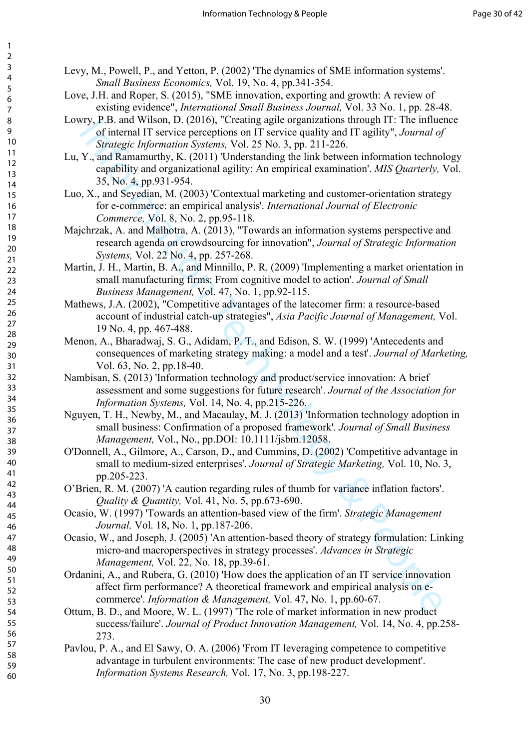Levy, M., Powell, P., and Yetton, P. (2002) 'The dynamics of SME information systems'. *Small Business Economics,* Vol. 19, No. 4, pp.341-354.

Love, J.H. and Roper, S. (2015), "SME innovation, exporting and growth: A review of existing evidence", *International Small Business Journal,* Vol. 33 No. 1, pp. 28-48.

Lowry, P.B. and Wilson, D. (2016), "Creating agile organizations through IT: The influence of internal IT service perceptions on IT service quality and IT agility", *Journal of Strategic Information Systems,* Vol. 25 No. 3, pp. 211-226.

Lu, Y., and Ramamurthy, K. (2011) 'Understanding the link between information technology capability and organizational agility: An empirical examination'. *MIS Quarterly,* Vol. 35, No. 4, pp.931-954.

Luo, X., and Seyedian, M. (2003) 'Contextual marketing and customer-orientation strategy for e-commerce: an empirical analysis'. *International Journal of Electronic Commerce,* Vol. 8, No. 2, pp.95-118.

Majchrzak, A. and Malhotra, A. (2013), "Towards an information systems perspective and research agenda on crowdsourcing for innovation", *Journal of Strategic Information Systems,* Vol. 22 No. 4, pp. 257-268.

Martin, J. H., Martin, B. A., and Minnillo, P. R. (2009) 'Implementing a market orientation in small manufacturing firms: From cognitive model to action'. *Journal of Small Business Management,* Vol. 47, No. 1, pp.92-115.

Mathews, J.A. (2002), "Competitive advantages of the latecomer firm: a resource-based account of industrial catch-up strategies", *Asia Pacific Journal of Management,* Vol. 19 No. 4, pp. 467-488.

Menon, A., Bharadwaj, S. G., Adidam, P. T., and Edison, S. W. (1999) 'Antecedents and consequences of marketing strategy making: a model and a test'. *Journal of Marketing,* Vol. 63, No. 2, pp.18-40.

Nambisan, S. (2013) 'Information technology and product/service innovation: A brief assessment and some suggestions for future research'. *Journal of the Association for Information Systems,* Vol. 14, No. 4, pp.215-226.

Nguyen, T. H., Newby, M., and Macaulay, M. J. (2013) 'Information technology adoption in small business: Confirmation of a proposed framework'. *Journal of Small Business Management,* Vol., No., pp.DOI: 10.1111/jsbm.12058.

O'Donnell, A., Gilmore, A., Carson, D., and Cummins, D. (2002) 'Competitive advantage in small to medium-sized enterprises'. *Journal of Strategic Marketing,* Vol. 10, No. 3, pp.205-223.

O'Brien, R. M. (2007) 'A caution regarding rules of thumb for variance inflation factors'. *Quality & Quantity,* Vol. 41, No. 5, pp.673-690.

Ocasio, W. (1997) 'Towards an attention-based view of the firm'. *Strategic Management Journal,* Vol. 18, No. 1, pp.187-206.

Ocasio, W., and Joseph, J. (2005) 'An attention-based theory of strategy formulation: Linking micro-and macroperspectives in strategy processes'. *Advances in Strategic Management,* Vol. 22, No. 18, pp.39-61.

Ordanini, A., and Rubera, G. (2010) 'How does the application of an IT service innovation affect firm performance? A theoretical framework and empirical analysis on e-commerce'. *Information & Management,* Vol. 47, No. 1, pp.60-67.

Ottum, B. D., and Moore, W. L. (1997) 'The role of market information in new product success/failure'. *Journal of Product Innovation Management,* Vol. 14, No. 4, pp.258-273.

Pavlou, P. A., and El Sawy, O. A. (2006) 'From IT leveraging competence to competitive advantage in turbulent environments: The case of new product development'. *Information Systems Research,* Vol. 17, No. 3, pp.198-227.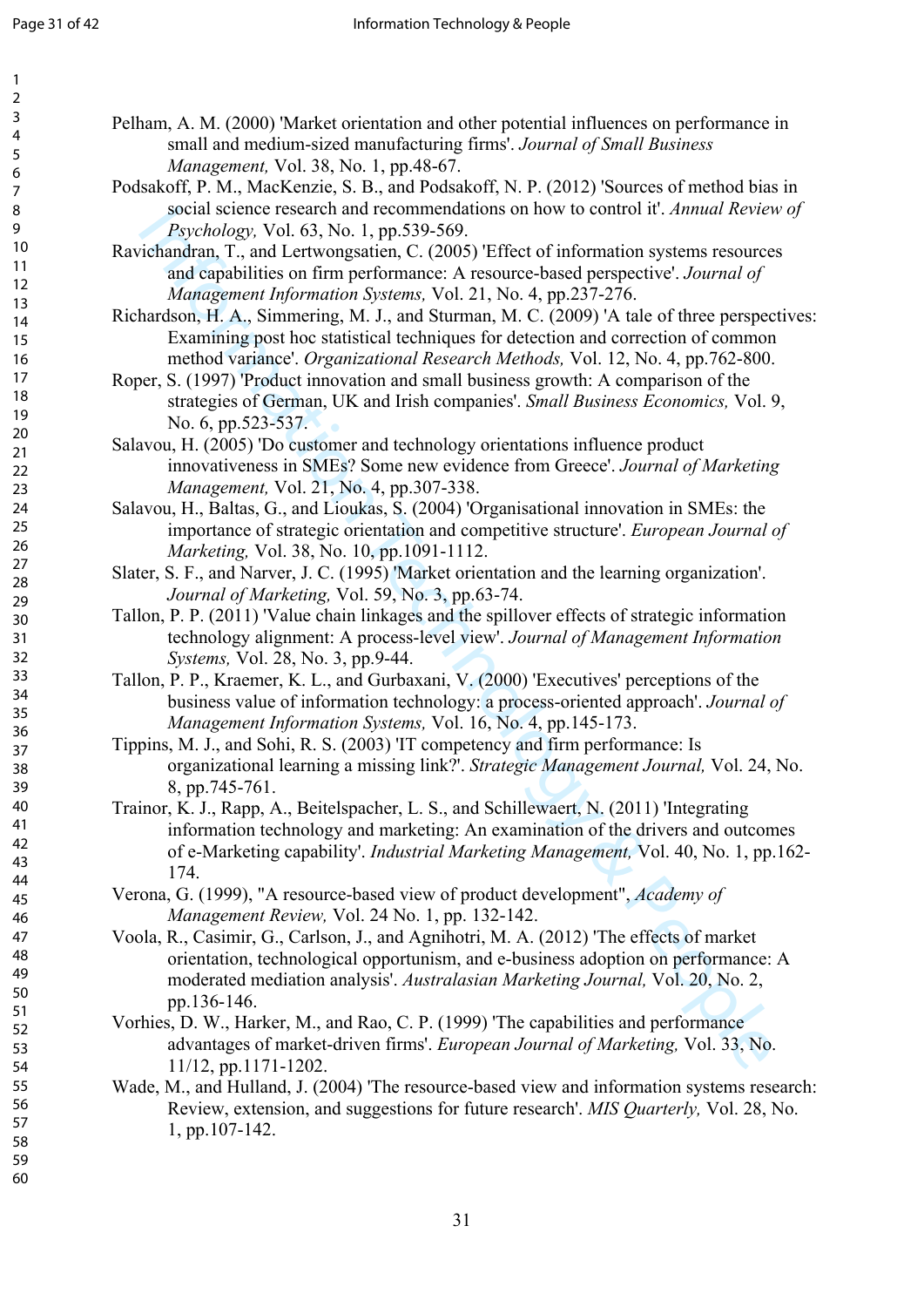Pelham, A. M. (2000) 'Market orientation and other potential influences on performance in small and medium-sized manufacturing firms'. *Journal of Small Business Management,* Vol. 38, No. 1, pp.48-67.

Podsakoff, P. M., MacKenzie, S. B., and Podsakoff, N. P. (2012) 'Sources of method bias in social science research and recommendations on how to control it'. *Annual Review of Psychology,* Vol. 63, No. 1, pp.539-569.

Ravichandran, T., and Lertwongsatien, C. (2005) 'Effect of information systems resources and capabilities on firm performance: A resource-based perspective'. *Journal of Management Information Systems,* Vol. 21, No. 4, pp.237-276.

Richardson, H. A., Simmering, M. J., and Sturman, M. C. (2009) 'A tale of three perspectives: Examining post hoc statistical techniques for detection and correction of common method variance'. *Organizational Research Methods,* Vol. 12, No. 4, pp.762-800.

Roper, S. (1997) 'Product innovation and small business growth: A comparison of the strategies of German, UK and Irish companies'. *Small Business Economics,* Vol. 9, No. 6, pp.523-537.

Salavou, H. (2005) 'Do customer and technology orientations influence product innovativeness in SMEs? Some new evidence from Greece'. *Journal of Marketing Management,* Vol. 21, No. 4, pp.307-338.

Salavou, H., Baltas, G., and Lioukas, S. (2004) 'Organisational innovation in SMEs: the importance of strategic orientation and competitive structure'. *European Journal of Marketing,* Vol. 38, No. 10, pp.1091-1112.

Slater, S. F., and Narver, J. C. (1995) 'Market orientation and the learning organization'. *Journal of Marketing,* Vol. 59, No. 3, pp.63-74.

Tallon, P. P. (2011) 'Value chain linkages and the spillover effects of strategic information technology alignment: A process-level view'. *Journal of Management Information Systems,* Vol. 28, No. 3, pp.9-44.

Tallon, P. P., Kraemer, K. L., and Gurbaxani, V. (2000) 'Executives' perceptions of the business value of information technology: a process-oriented approach'. *Journal of Management Information Systems,* Vol. 16, No. 4, pp.145-173.

Tippins, M. J., and Sohi, R. S. (2003) 'IT competency and firm performance: Is organizational learning a missing link?'. *Strategic Management Journal,* Vol. 24, No. 8, pp.745-761.

Trainor, K. J., Rapp, A., Beitelspacher, L. S., and Schillewaert, N. (2011) 'Integrating information technology and marketing: An examination of the drivers and outcomes of e-Marketing capability'. *Industrial Marketing Management,* Vol. 40, No. 1, pp.162-174.

Verona, G. (1999), "A resource-based view of product development", *Academy of Management Review,* Vol. 24 No. 1, pp. 132-142.

Voola, R., Casimir, G., Carlson, J., and Agnihotri, M. A. (2012) 'The effects of market orientation, technological opportunism, and e-business adoption on performance: A moderated mediation analysis'. *Australasian Marketing Journal,* Vol. 20, No. 2, pp.136-146.

Vorhies, D. W., Harker, M., and Rao, C. P. (1999) 'The capabilities and performance advantages of market-driven firms'. *European Journal of Marketing,* Vol. 33, No. 11/12, pp.1171-1202.

Wade, M., and Hulland, J. (2004) 'The resource-based view and information systems research: Review, extension, and suggestions for future research'. *MIS Quarterly,* Vol. 28, No. 1, pp.107-142.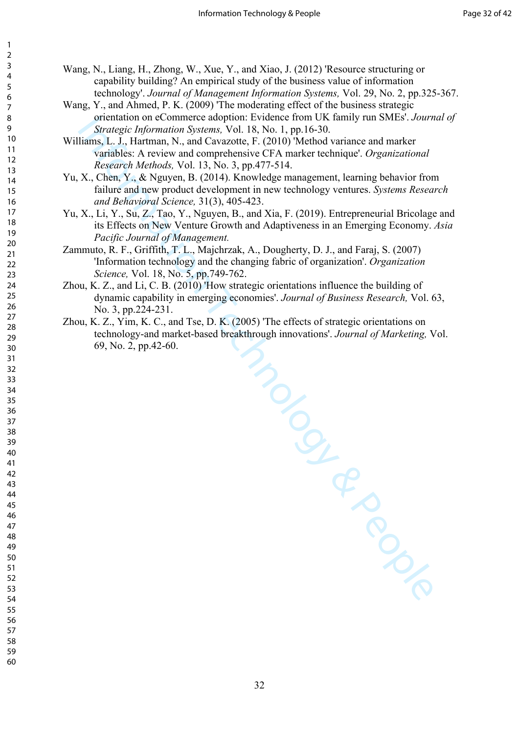Wang, N., Liang, H., Zhong, W., Xue, Y., and Xiao, J. (2012) 'Resource structuring or capability building? An empirical study of the business value of information technology'. *Journal of Management Information Systems,* Vol. 29, No. 2, pp.325-367.

Wang, Y., and Ahmed, P. K. (2009) 'The moderating effect of the business strategic orientation on eCommerce adoption: Evidence from UK family run SMEs'. *Journal of Strategic Information Systems,* Vol. 18, No. 1, pp.16-30.

Williams, L. J., Hartman, N., and Cavazotte, F. (2010) 'Method variance and marker variables: A review and comprehensive CFA marker technique'. *Organizational Research Methods,* Vol. 13, No. 3, pp.477-514.

Yu, X., Chen, Y., & Nguyen, B. (2014). Knowledge management, learning behavior from failure and new product development in new technology ventures. *Systems Research and Behavioral Science,* 31(3), 405-423.

Yu, X., Li, Y., Su, Z., Tao, Y., Nguyen, B., and Xia, F. (2019). Entrepreneurial Bricolage and its Effects on New Venture Growth and Adaptiveness in an Emerging Economy. *Asia Pacific Journal of Management.*

Zammuto, R. F., Griffith, T. L., Majchrzak, A., Dougherty, D. J., and Faraj, S. (2007) 'Information technology and the changing fabric of organization'. *Organization Science,* Vol. 18, No. 5, pp.749-762.

Zhou, K. Z., and Li, C. B. (2010) 'How strategic orientations influence the building of dynamic capability in emerging economies'. *Journal of Business Research,* Vol. 63, No. 3, pp.224-231.

Zhou, K. Z., Yim, K. C., and Tse, D. K. (2005) 'The effects of strategic orientations on technology-and market-based breakthrough innovations'. *Journal of Marketing,* Vol. 69, No. 2, pp.42-60.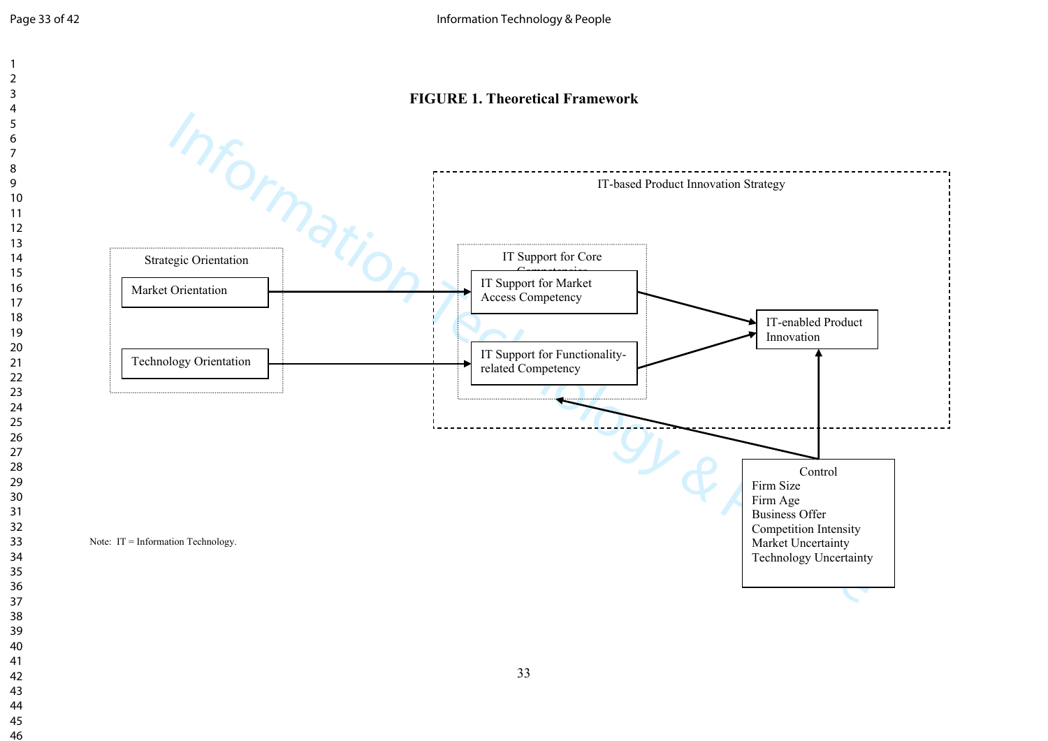**FIGURE 1. Theoretical Framework**

IT-based Product Innovation Strategy

Strategic Orientation

Market Orientation

Technology Orientation

IT Support for Core Competencies

IT Support for Market Access Competency

IT Support for Functionality-related Competency

IT-enabled Product Innovation

Control
Firm Size
Firm Age
Business Offer
Competition Intensity
Market Uncertainty
Technology Uncertainty

Note: IT = Information Technology.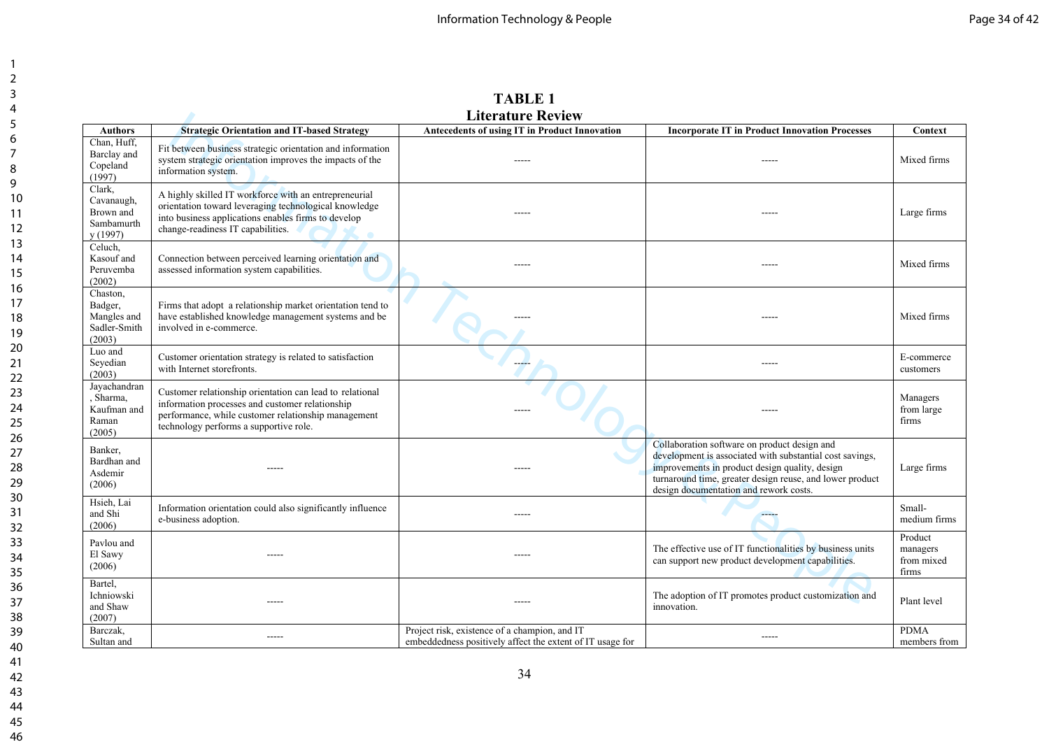**TABLE 1**
**Literature Review**

| Authors | Strategic Orientation and IT-based Strategy | Antecedents of using IT in Product Innovation | Incorporate IT in Product Innovation Processes | Context |
|---|---|---|---|---|
| Chan, Huff, Barclay and Copeland (1997) | Fit between business strategic orientation and information system strategic orientation improves the impacts of the information system. | ----- | ----- | Mixed firms |
| Clark, Cavanaugh, Brown and Sambamurthy (1997) | A highly skilled IT workforce with an entrepreneurial orientation toward leveraging technological knowledge into business applications enables firms to develop change-readiness IT capabilities. | ----- | ----- | Large firms |
| Celuch, Kasouf and Peruvemba (2002) | Connection between perceived learning orientation and assessed information system capabilities. | ----- | ----- | Mixed firms |
| Chaston, Badger, Mangles and Sadler-Smith (2003) | Firms that adopt a relationship market orientation tend to have established knowledge management systems and be involved in e-commerce. | ----- | ----- | Mixed firms |
| Luo and Seyedian (2003) | Customer orientation strategy is related to satisfaction with Internet storefronts. | ----- | ----- | E-commerce customers |
| Jayachandran, Sharma, Kaufman and Raman (2005) | Customer relationship orientation can lead to relational information processes and customer relationship performance, while customer relationship management technology performs a supportive role. | ----- | ----- | Managers from large firms |
| Banker, Bardhan and Asdemir (2006) | ----- | ----- | Collaboration software on product design and development is associated with substantial cost savings, improvements in product design quality, design turnaround time, greater design reuse, and lower product design documentation and rework costs. | Large firms |
| Hsieh, Lai and Shi (2006) | Information orientation could also significantly influence e-business adoption. | ----- | ----- | Small-medium firms |
| Pavlou and El Sawy (2006) | ----- | ----- | The effective use of IT functionalities by business units can support new product development capabilities. | Product managers from mixed firms |
| Bartel, Ichniowski and Shaw (2007) | ----- | ----- | The adoption of IT promotes product customization and innovation. | Plant level |
| Barczak, Sultan and | ----- | Project risk, existence of a champion, and IT embeddedness positively affect the extent of IT usage for | ----- | PDMA members from |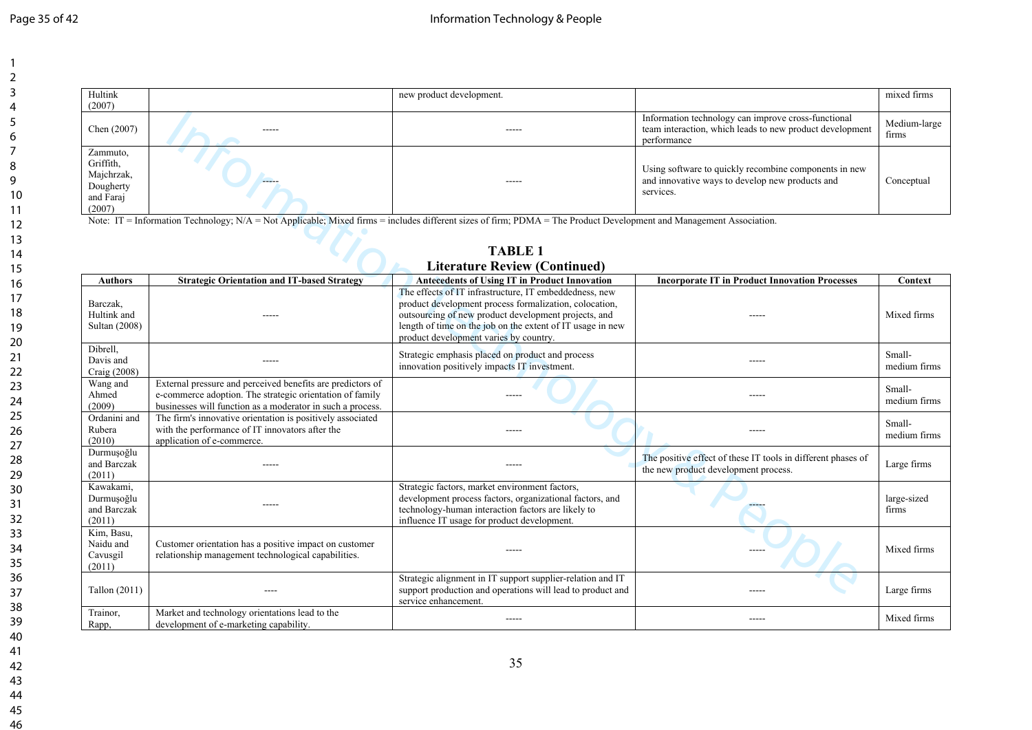| Hultink (2007) | | new product development. | | mixed firms |
|---|---|---|---|---|
| Chen (2007) | ----- | ----- | Information technology can improve cross-functional team interaction, which leads to new product development performance | Medium-large firms |
| Zammuto, Griffith, Majchrzak, Dougherty and Faraj (2007) | ----- | ----- | Using software to quickly recombine components in new and innovative ways to develop new products and services. | Conceptual |

Note: IT = Information Technology; N/A = Not Applicable; Mixed firms = includes different sizes of firm; PDMA = The Product Development and Management Association.

**TABLE 1**
**Literature Review (Continued)**

| Authors | Strategic Orientation and IT-based Strategy | Antecedents of Using IT in Product Innovation | Incorporate IT in Product Innovation Processes | Context |
|---|---|---|---|---|
| Barczak, Hultink and Sultan (2008) | ----- | The effects of IT infrastructure, IT embeddedness, new product development process formalization, colocation, outsourcing of new product development projects, and length of time on the job on the extent of IT usage in new product development varies by country. | ----- | Mixed firms |
| Dibrell, Davis and Craig (2008) | ----- | Strategic emphasis placed on product and process innovation positively impacts IT investment. | ----- | Small-medium firms |
| Wang and Ahmed (2009) | External pressure and perceived benefits are predictors of e-commerce adoption. The strategic orientation of family businesses will function as a moderator in such a process. | ----- | ----- | Small-medium firms |
| Ordanini and Rubera (2010) | The firm's innovative orientation is positively associated with the performance of IT innovators after the application of e-commerce. | ----- | ----- | Small-medium firms |
| Durmuşoğlu and Barczak (2011) | ----- | ----- | The positive effect of these IT tools in different phases of the new product development process. | Large firms |
| Kawakami, Durmuşoğlu and Barczak (2011) | ----- | Strategic factors, market environment factors, development process factors, organizational factors, and technology-human interaction factors are likely to influence IT usage for product development. | ----- | large-sized firms |
| Kim, Basu, Naidu and Cavusgil (2011) | Customer orientation has a positive impact on customer relationship management technological capabilities. | ----- | ----- | Mixed firms |
| Tallon (2011) | ---- | Strategic alignment in IT support supplier-relation and IT support production and operations will lead to product and service enhancement. | ----- | Large firms |
| Trainor, Rapp, | Market and technology orientations lead to the development of e-marketing capability. | ----- | ----- | Mixed firms |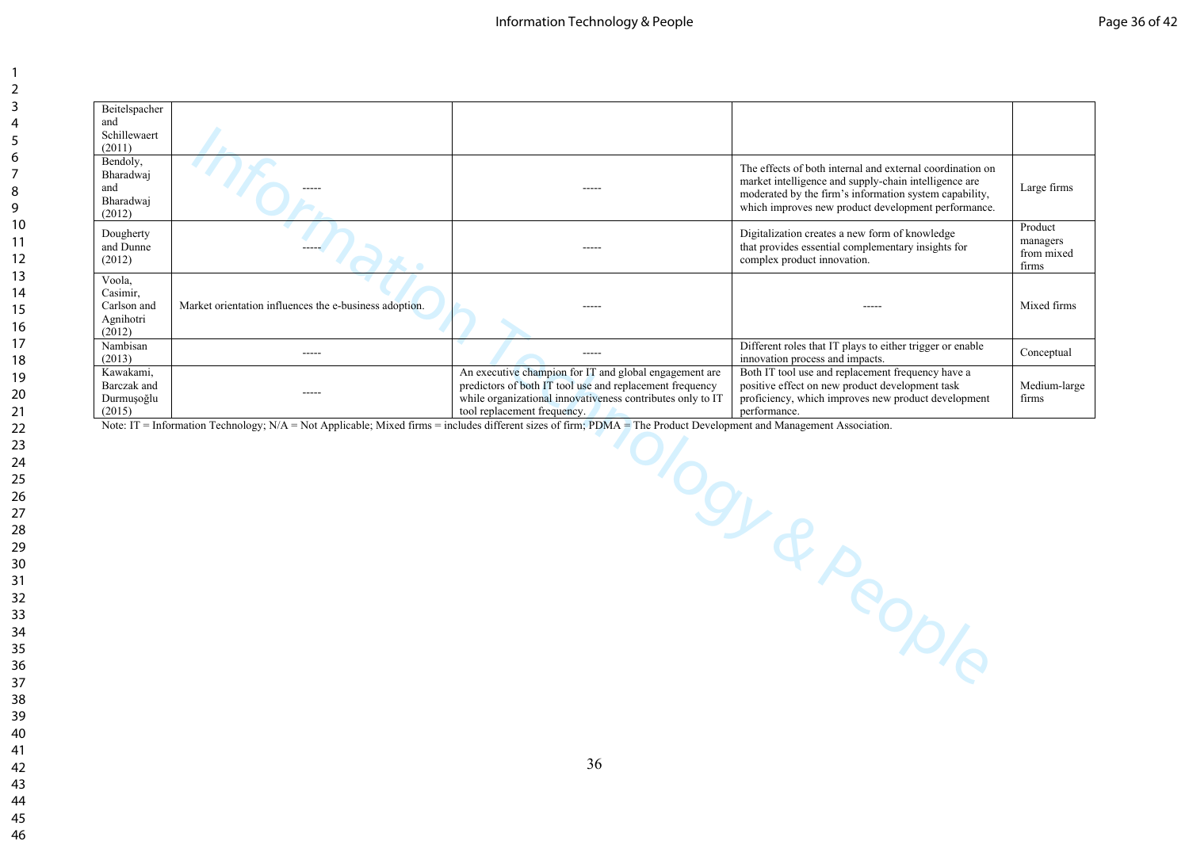| | | | | |
|---|---|---|---|---|
| Beitelspacher and Schillewaert (2011) | | | | |
| Bendoly, Bharadwaj and Bharadwaj (2012) | ----- | ----- | The effects of both internal and external coordination on market intelligence and supply-chain intelligence are moderated by the firm's information system capability, which improves new product development performance. | Large firms |
| Dougherty and Dunne (2012) | ----- | ----- | Digitalization creates a new form of knowledge that provides essential complementary insights for complex product innovation. | Product managers from mixed firms |
| Voola, Casimir, Carlson and Agnihotri (2012) | Market orientation influences the e-business adoption. | ----- | ----- | Mixed firms |
| Nambisan (2013) | ----- | ----- | Different roles that IT plays to either trigger or enable innovation process and impacts. | Conceptual |
| Kawakami, Barczak and Durmuşoğlu (2015) | ----- | An executive champion for IT and global engagement are predictors of both IT tool use and replacement frequency while organizational innovativeness contributes only to IT tool replacement frequency. | Both IT tool use and replacement frequency have a positive effect on new product development task proficiency, which improves new product development performance. | Medium-large firms |

Note: IT = Information Technology; N/A = Not Applicable; Mixed firms = includes different sizes of firm; PDMA = The Product Development and Management Association.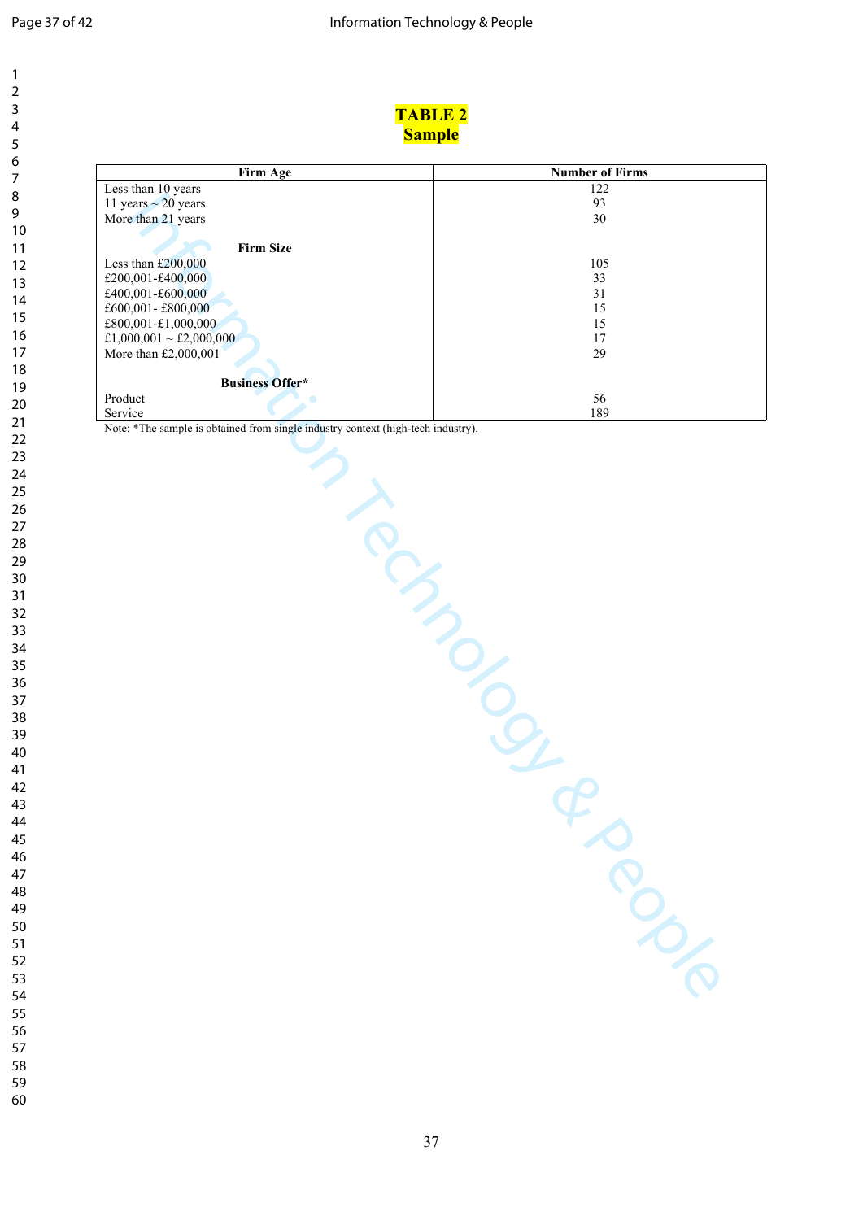**TABLE 2**
**Sample**

| Firm Age | Number of Firms |
|---|---|
| Less than 10 years | 122 |
| 11 years ~ 20 years | 93 |
| More than 21 years | 30 |
| **Firm Size** | |
| Less than £200,000 | 105 |
| £200,001-£400,000 | 33 |
| £400,001-£600,000 | 31 |
| £600,001- £800,000 | 15 |
| £800,001-£1,000,000 | 15 |
| £1,000,001 ~ £2,000,000 | 17 |
| More than £2,000,001 | 29 |
| **Business Offer*** | |
| Product | 56 |
| Service | 189 |

Note: *The sample is obtained from single industry context (high-tech industry).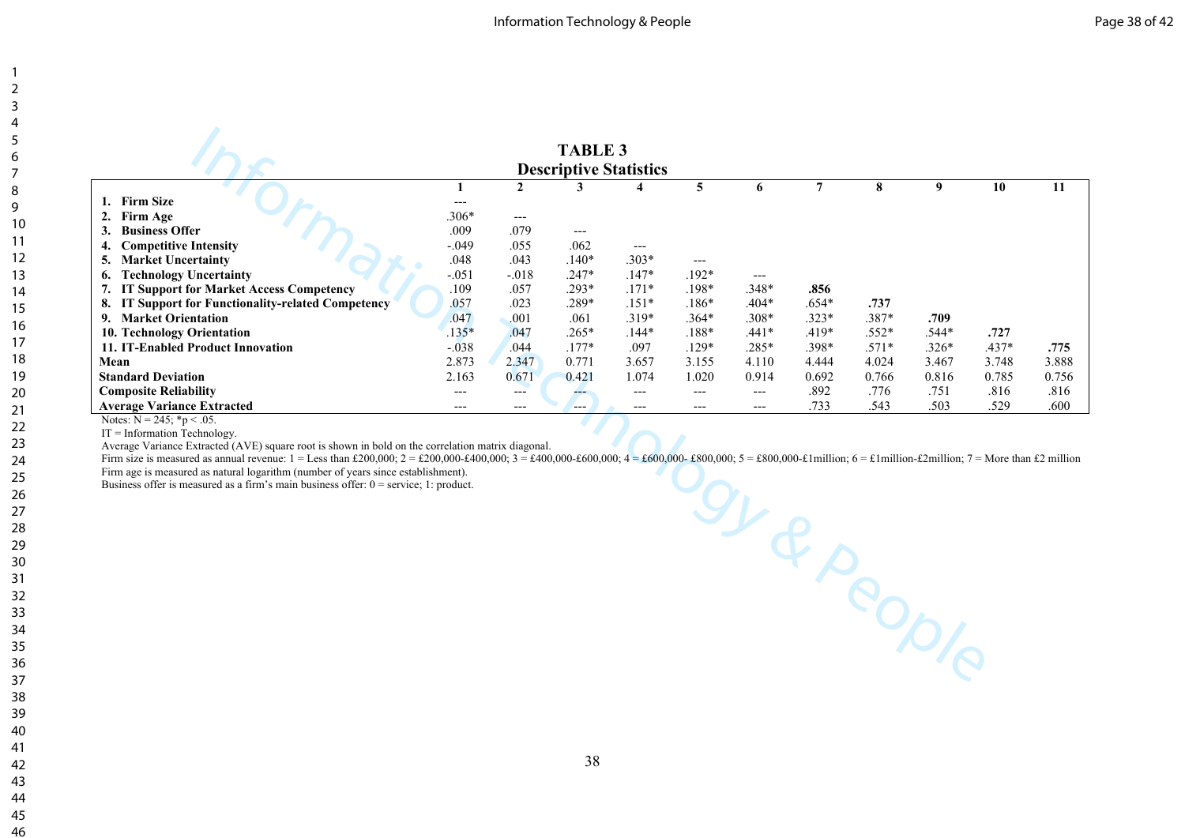**TABLE 3**
**Descriptive Statistics**

| | 1 | 2 | 3 | 4 | 5 | 6 | 7 | 8 | 9 | 10 | 11 |
|---|---|---|---|---|---|---|---|---|---|---|---|
| **1. Firm Size** | --- | | | | | | | | | | |
| **2. Firm Age** | .306* | --- | | | | | | | | | |
| **3. Business Offer** | .009 | .079 | --- | | | | | | | | |
| **4. Competitive Intensity** | -.049 | .055 | .062 | --- | | | | | | | |
| **5. Market Uncertainty** | .048 | .043 | .140* | .303* | --- | | | | | | |
| **6. Technology Uncertainty** | -.051 | -.018 | .247* | .147* | .192* | --- | | | | | |
| **7. IT Support for Market Access Competency** | .109 | .057 | .293* | .171* | .198* | .348* | **.856** | | | | |
| **8. IT Support for Functionality-related Competency** | .057 | .023 | .289* | .151* | .186* | .404* | .654* | **.737** | | | |
| **9. Market Orientation** | .047 | .001 | .061 | .319* | .364* | .308* | .323* | .387* | **.709** | | |
| **10. Technology Orientation** | .135* | .047 | .265* | .144* | .188* | .441* | .419* | .552* | .544* | **.727** | |
| **11. IT-Enabled Product Innovation** | -.038 | .044 | .177* | .097 | .129* | .285* | .398* | .571* | .326* | .437* | **.775** |
| **Mean** | 2.873 | 2.347 | 0.771 | 3.657 | 3.155 | 4.110 | 4.444 | 4.024 | 3.467 | 3.748 | 3.888 |
| **Standard Deviation** | 2.163 | 0.671 | 0.421 | 1.074 | 1.020 | 0.914 | 0.692 | 0.766 | 0.816 | 0.785 | 0.756 |
| **Composite Reliability** | --- | --- | --- | --- | --- | --- | .892 | .776 | .751 | .816 | .816 |
| **Average Variance Extracted** | --- | --- | --- | --- | --- | --- | .733 | .543 | .503 | .529 | .600 |

Notes: N = 245; *p < .05.
IT = Information Technology.
Average Variance Extracted (AVE) square root is shown in bold on the correlation matrix diagonal.
Firm size is measured as annual revenue: 1 = Less than £200,000; 2 = £200,000-£400,000; 3 = £400,000-£600,000; 4 = £600,000- £800,000; 5 = £800,000-£1million; 6 = £1million-£2million; 7 = More than £2 million
Firm age is measured as natural logarithm (number of years since establishment).
Business offer is measured as a firm's main business offer: 0 = service; 1: product.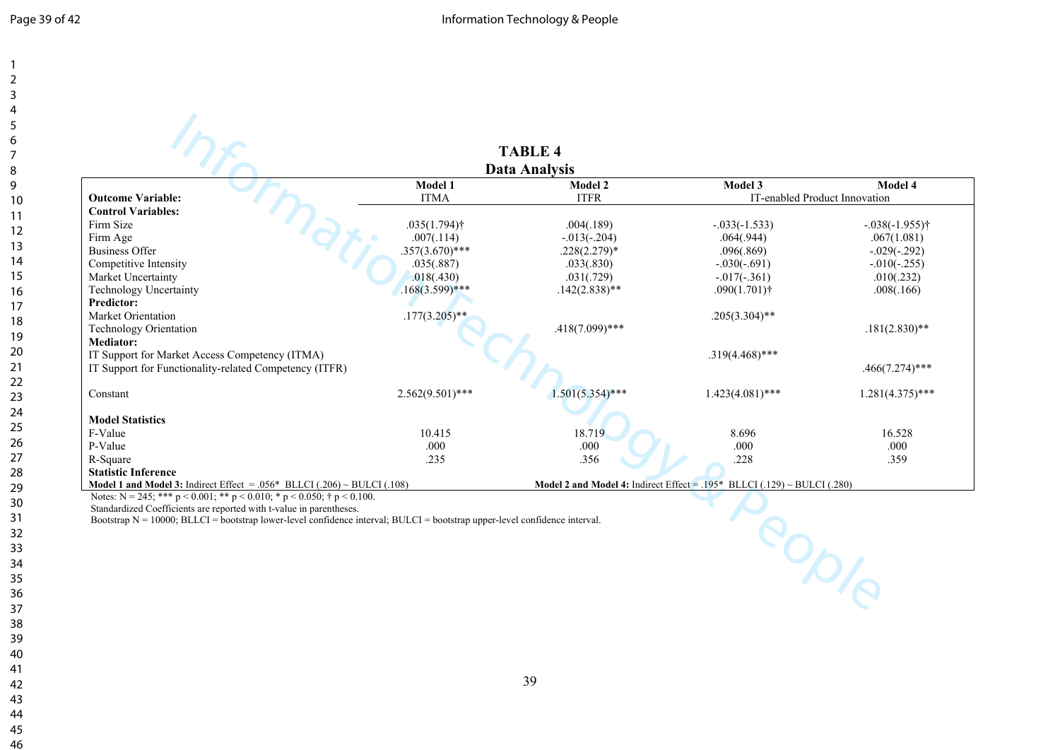**TABLE 4**
**Data Analysis**

| | Model 1 | Model 2 | Model 3 | Model 4 |
|---|---|---|---|---|
| **Outcome Variable:** | ITMA | ITFR | IT-enabled Product Innovation | |
| **Control Variables:** | | | | |
| Firm Size | .035(1.794)† | .004(.189) | -.033(-1.533) | -.038(-1.955)† |
| Firm Age | .007(.114) | -.013(-.204) | .064(.944) | .067(1.081) |
| Business Offer | .357(3.670)*** | .228(2.279)* | .096(.869) | -.029(-.292) |
| Competitive Intensity | .035(.887) | .033(.830) | -.030(-.691) | -.010(-.255) |
| Market Uncertainty | .018(.430) | .031(.729) | -.017(-.361) | .010(.232) |
| Technology Uncertainty | .168(3.599)*** | .142(2.838)** | .090(1.701)† | .008(.166) |
| **Predictor:** | | | | |
| Market Orientation | .177(3.205)** | | .205(3.304)** | |
| Technology Orientation | | .418(7.099)*** | | .181(2.830)** |
| **Mediator:** | | | | |
| IT Support for Market Access Competency (ITMA) | | | .319(4.468)*** | |
| IT Support for Functionality-related Competency (ITFR) | | | | .466(7.274)*** |
| Constant | 2.562(9.501)*** | 1.501(5.354)*** | 1.423(4.081)*** | 1.281(4.375)*** |
| **Model Statistics** | | | | |
| F-Value | 10.415 | 18.719 | 8.696 | 16.528 |
| P-Value | .000 | .000 | .000 | .000 |
| R-Square | .235 | .356 | .228 | .359 |
| **Statistic Inference** | | | | |
| **Model 1 and Model 3:** Indirect Effect = .056* BLLCI (.206) ~ BULCI (.108) | | **Model 2 and Model 4:** Indirect Effect = .195* BLLCI (.129) ~ BULCI (.280) | | |

Notes: N = 245; *** $p < 0.001$; ** $p < 0.010$; * $p < 0.050$; † $p < 0.100$.
Standardized Coefficients are reported with t-value in parentheses.
Bootstrap N = 10000; BLLCI = bootstrap lower-level confidence interval; BULCI = bootstrap upper-level confidence interval.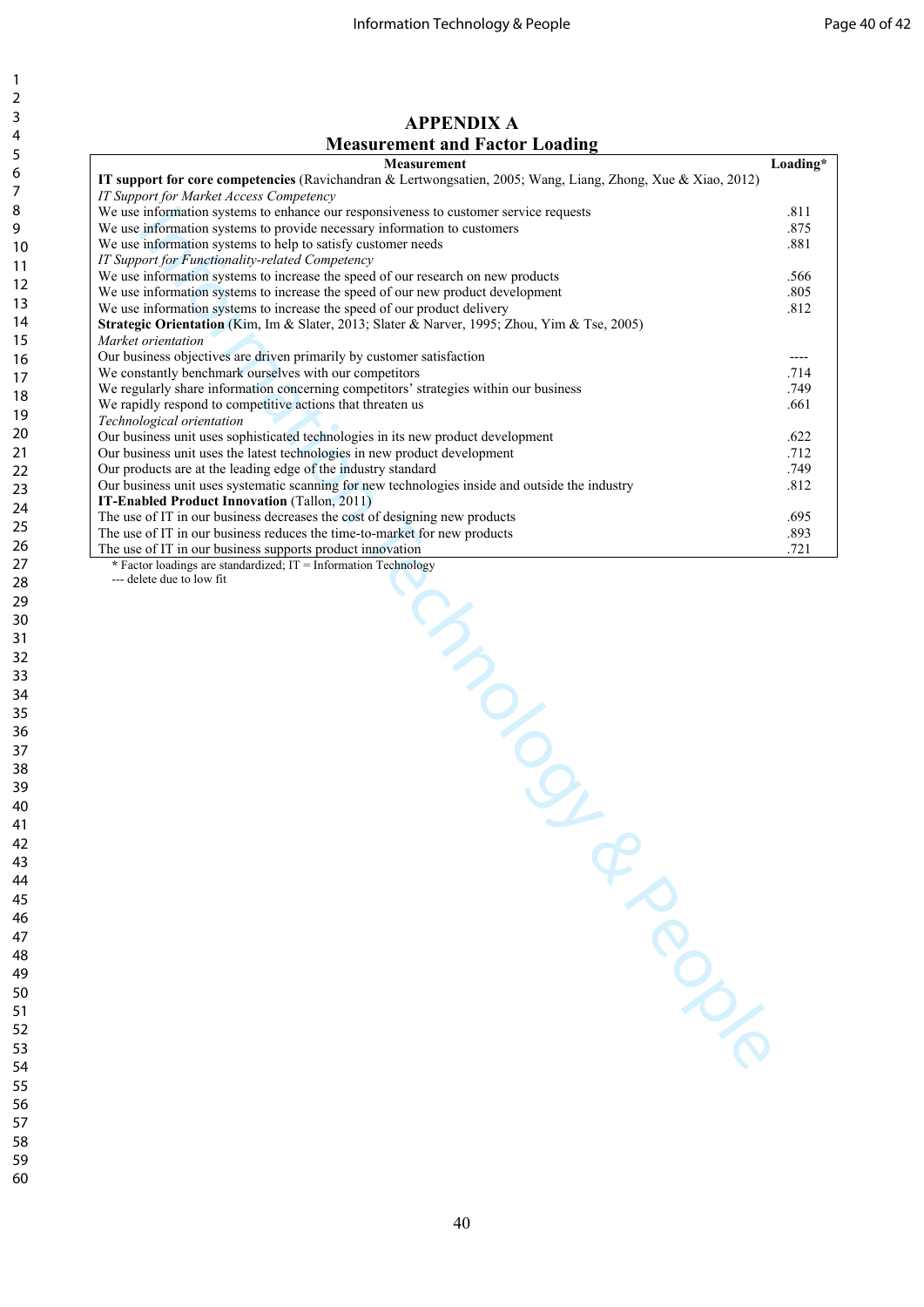# APPENDIX A

## Measurement and Factor Loading

| Measurement | Loading* |
|---|---|
| **IT support for core competencies** (Ravichandran & Lertwongsatien, 2005; Wang, Liang, Zhong, Xue & Xiao, 2012) | |
| *IT Support for Market Access Competency* | |
| We use information systems to enhance our responsiveness to customer service requests | .811 |
| We use information systems to provide necessary information to customers | .875 |
| We use information systems to help to satisfy customer needs | .881 |
| *IT Support for Functionality-related Competency* | |
| We use information systems to increase the speed of our research on new products | .566 |
| We use information systems to increase the speed of our new product development | .805 |
| We use information systems to increase the speed of our product delivery | .812 |
| **Strategic Orientation** (Kim, Im & Slater, 2013; Slater & Narver, 1995; Zhou, Yim & Tse, 2005) | |
| *Market orientation* | |
| Our business objectives are driven primarily by customer satisfaction | ---- |
| We constantly benchmark ourselves with our competitors | .714 |
| We regularly share information concerning competitors' strategies within our business | .749 |
| We rapidly respond to competitive actions that threaten us | .661 |
| *Technological orientation* | |
| Our business unit uses sophisticated technologies in its new product development | .622 |
| Our business unit uses the latest technologies in new product development | .712 |
| Our products are at the leading edge of the industry standard | .749 |
| Our business unit uses systematic scanning for new technologies inside and outside the industry | .812 |
| **IT-Enabled Product Innovation** (Tallon, 2011) | |
| The use of IT in our business decreases the cost of designing new products | .695 |
| The use of IT in our business reduces the time-to-market for new products | .893 |
| The use of IT in our business supports product innovation | .721 |

* Factor loadings are standardized; IT = Information Technology

--- delete due to low fit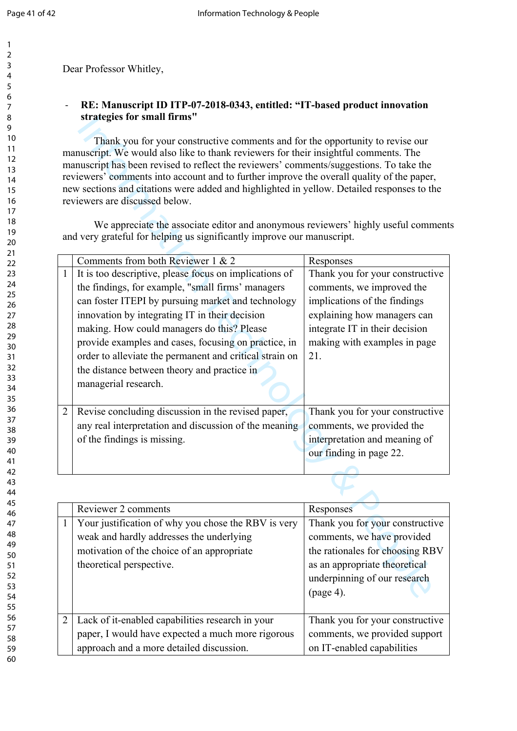Dear Professor Whitley,

- **RE: Manuscript ID ITP-07-2018-0343, entitled: "IT-based product innovation strategies for small firms"**

Thank you for your constructive comments and for the opportunity to revise our manuscript. We would also like to thank reviewers for their insightful comments. The manuscript has been revised to reflect the reviewers' comments/suggestions. To take the reviewers' comments into account and to further improve the overall quality of the paper, new sections and citations were added and highlighted in yellow. Detailed responses to the reviewers are discussed below.

We appreciate the associate editor and anonymous reviewers' highly useful comments and very grateful for helping us significantly improve our manuscript.

| | Comments from both Reviewer 1 & 2 | Responses |
|---|---|---|
| 1 | It is too descriptive, please focus on implications of the findings, for example, "small firms' managers can foster ITEPI by pursuing market and technology innovation by integrating IT in their decision making. How could managers do this? Please provide examples and cases, focusing on practice, in order to alleviate the permanent and critical strain on the distance between theory and practice in managerial research. | Thank you for your constructive comments, we improved the implications of the findings explaining how managers can integrate IT in their decision making with examples in page 21. |
| 2 | Revise concluding discussion in the revised paper, any real interpretation and discussion of the meaning of the findings is missing. | Thank you for your constructive comments, we provided the interpretation and meaning of our finding in page 22. |

| | Reviewer 2 comments | Responses |
|---|---|---|
| 1 | Your justification of why you chose the RBV is very weak and hardly addresses the underlying motivation of the choice of an appropriate theoretical perspective. | Thank you for your constructive comments, we have provided the rationales for choosing RBV as an appropriate theoretical underpinning of our research (page 4). |
| 2 | Lack of it-enabled capabilities research in your paper, I would have expected a much more rigorous approach and a more detailed discussion. | Thank you for your constructive comments, we provided support on IT-enabled capabilities |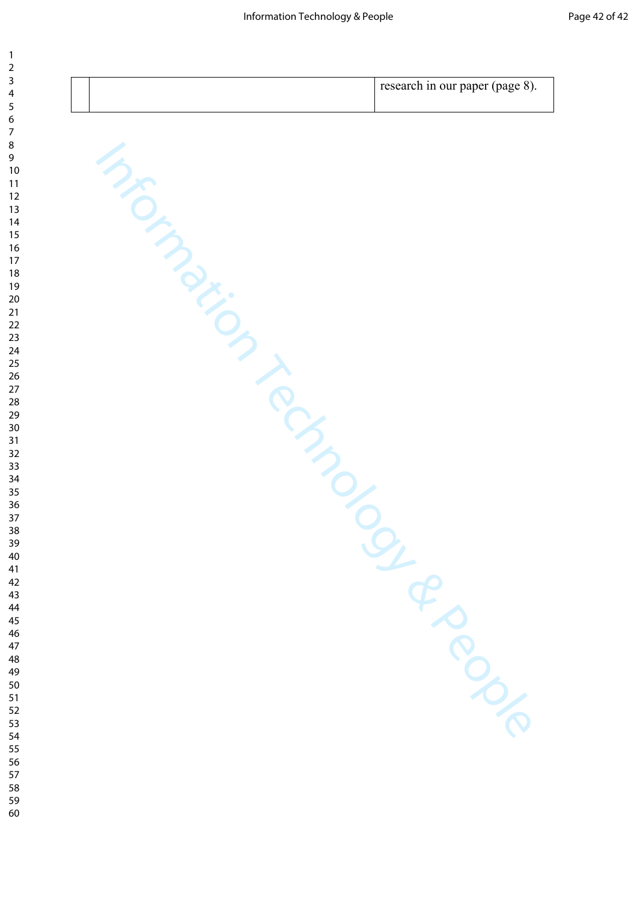| | | |
|---|---|---|
| | | research in our paper (page 8). |